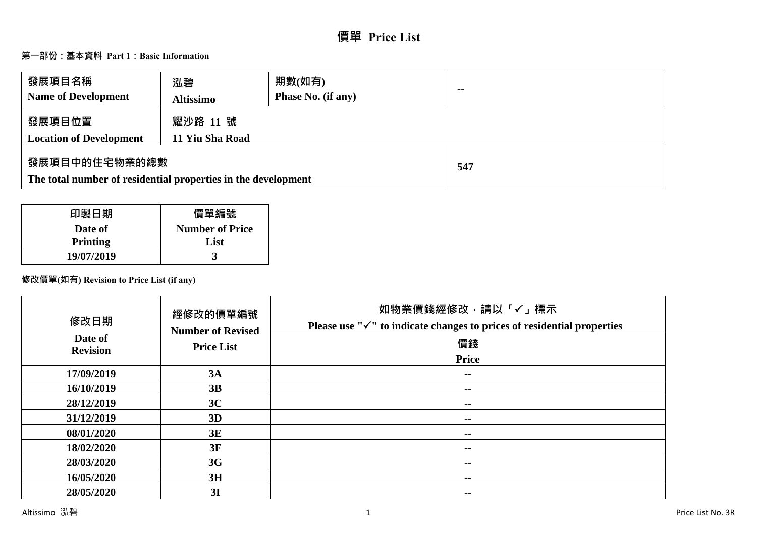# 價單 Price List

## 第一部份：基本資料 Part 1：Basic Information

| 發展項目名稱 Name of Development | 泓碧 Altissimo | 期數(如有) Phase No. (if any) | -- |
|---|---|---|---|
| 發展項目位置 Location of Development | 耀沙路 11 號 11 Yiu Sha Road | | |
| 發展項目中的住宅物業的總數 The total number of residential properties in the development | | | 547 |

| 印製日期 Date of Printing | 價單編號 Number of Price List |
|---|---|
| 19/07/2019 | 3 |

**修改價單(如有) Revision to Price List (if any)**

| 修改日期 Date of Revision | 經修改的價單編號 Number of Revised Price List | 如物業價錢經修改，請以「✓」標示 Please use "✓" to indicate changes to prices of residential properties |
|---|---|---|
| | | 價錢 Price |
| 17/09/2019 | 3A | -- |
| 16/10/2019 | 3B | -- |
| 28/12/2019 | 3C | -- |
| 31/12/2019 | 3D | -- |
| 08/01/2020 | 3E | -- |
| 18/02/2020 | 3F | -- |
| 28/03/2020 | 3G | -- |
| 16/05/2020 | 3H | -- |
| 28/05/2020 | 3I | -- |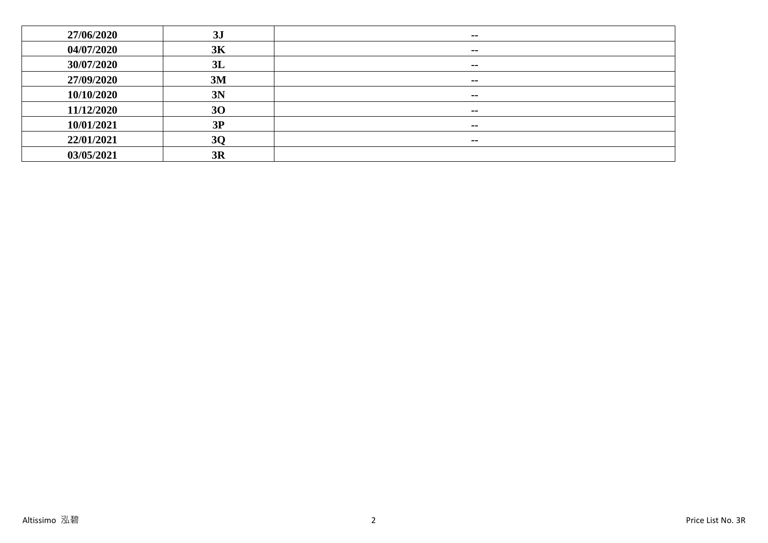| | | |
|---|---|---|
| 27/06/2020 | 3J | -- |
| 04/07/2020 | 3K | -- |
| 30/07/2020 | 3L | -- |
| 27/09/2020 | 3M | -- |
| 10/10/2020 | 3N | -- |
| 11/12/2020 | 3O | -- |
| 10/01/2021 | 3P | -- |
| 22/01/2021 | 3Q | -- |
| 03/05/2021 | 3R | |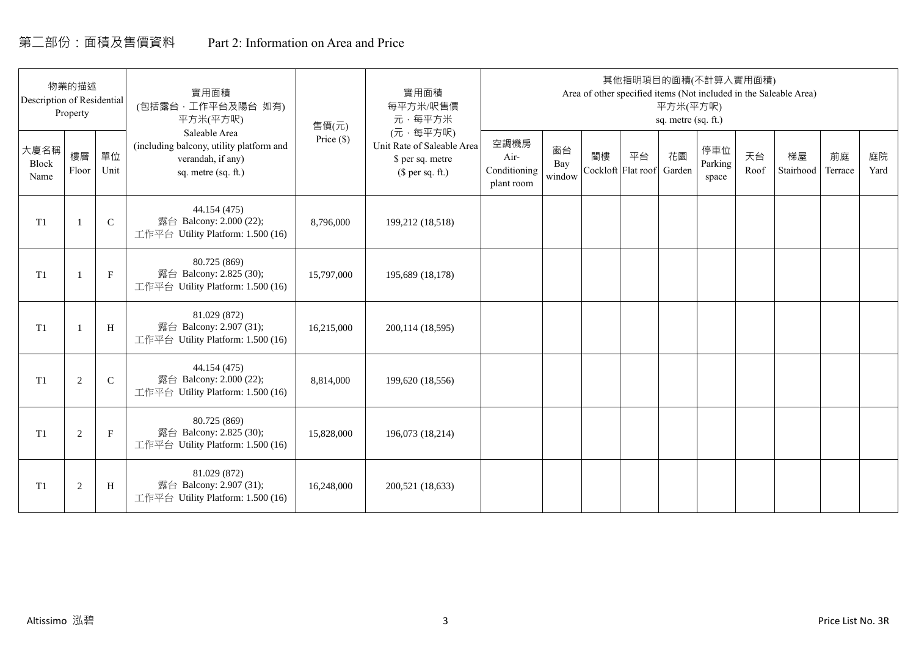# 第二部份：面積及售價資料　　Part 2: Information on Area and Price

| 物業的描述 Description of Residential Property | | | 實用面積 (包括露台，工作平台及陽台 如有) 平方米(平方呎) Saleable Area (including balcony, utility platform and verandah, if any) sq. metre (sq. ft.) | 售價(元) Price ($) | 實用面積 每平方米/呎售價 元，每平方米 (元，每平方呎) Unit Rate of Saleable Area $ per sq. metre ($ per sq. ft.) | 其他指明項目的面積(不計算入實用面積) Area of other specified items (Not included in the Saleable Area) 平方米(平方呎) sq. metre (sq. ft.) | | | | | | | | | |
|---|---|---|---|---|---|---|---|---|---|---|---|---|---|---|---|
| 大廈名稱 Block Name | 樓層 Floor | 單位 Unit | | | | 空調機房 Air-Conditioning plant room | 窗台 Bay window | 閣樓 Cockloft | 平台 Flat roof | 花園 Garden | 停車位 Parking space | 天台 Roof | 梯屋 Stairhood | 前庭 Terrace | 庭院 Yard |
| T1 | 1 | C | 44.154 (475) 露台 Balcony: 2.000 (22); 工作平台 Utility Platform: 1.500 (16) | 8,796,000 | 199,212 (18,518) | | | | | | | | | | |
| T1 | 1 | F | 80.725 (869) 露台 Balcony: 2.825 (30); 工作平台 Utility Platform: 1.500 (16) | 15,797,000 | 195,689 (18,178) | | | | | | | | | | |
| T1 | 1 | H | 81.029 (872) 露台 Balcony: 2.907 (31); 工作平台 Utility Platform: 1.500 (16) | 16,215,000 | 200,114 (18,595) | | | | | | | | | | |
| T1 | 2 | C | 44.154 (475) 露台 Balcony: 2.000 (22); 工作平台 Utility Platform: 1.500 (16) | 8,814,000 | 199,620 (18,556) | | | | | | | | | | |
| T1 | 2 | F | 80.725 (869) 露台 Balcony: 2.825 (30); 工作平台 Utility Platform: 1.500 (16) | 15,828,000 | 196,073 (18,214) | | | | | | | | | | |
| T1 | 2 | H | 81.029 (872) 露台 Balcony: 2.907 (31); 工作平台 Utility Platform: 1.500 (16) | 16,248,000 | 200,521 (18,633) | | | | | | | | | | |

Altissimo 泓碧　　Price List No. 3R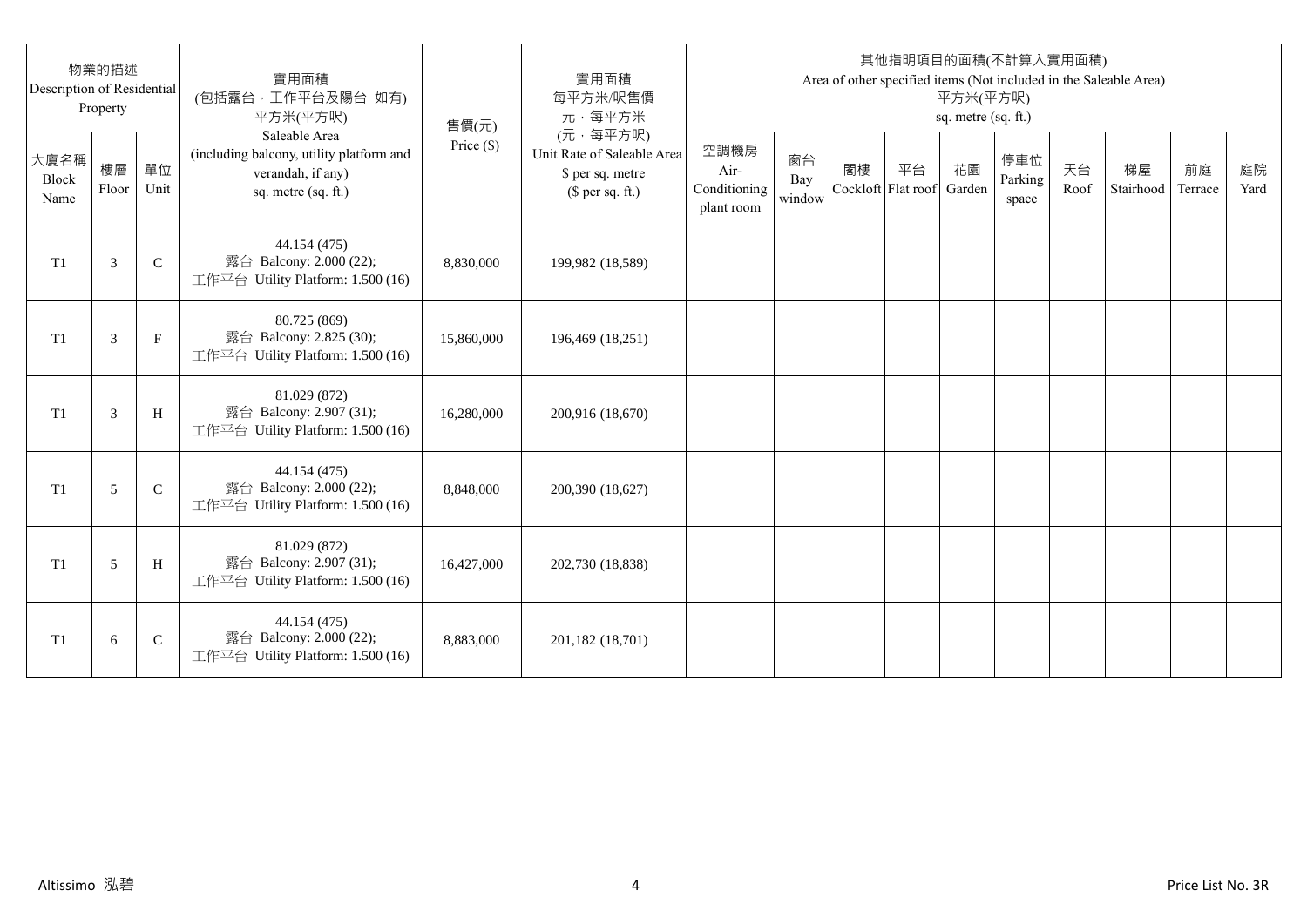| 物業的描述 Description of Residential Property | | | 實用面積 (包括露台，工作平台及陽台 如有) 平方米(平方呎) Saleable Area (including balcony, utility platform and verandah, if any) sq. metre (sq. ft.) | 售價(元) Price ($) | 實用面積 每平方米/呎售價 元，每平方米 (元，每平方呎) Unit Rate of Saleable Area $ per sq. metre ($ per sq. ft.) | 其他指明項目的面積(不計算入實用面積) Area of other specified items (Not included in the Saleable Area) 平方米(平方呎) sq. metre (sq. ft.) | | | | | | | | | |
|---|---|---|---|---|---|---|---|---|---|---|---|---|---|---|---|
| 大廈名稱 Block Name | 樓層 Floor | 單位 Unit | | | | 空調機房 Air-Conditioning plant room | 窗台 Bay window | 閣樓 Cockloft | 平台 Flat roof | 花園 Garden | 停車位 Parking space | 天台 Roof | 梯屋 Stairhood | 前庭 Terrace | 庭院 Yard |
| T1 | 3 | C | 44.154 (475) 露台 Balcony: 2.000 (22); 工作平台 Utility Platform: 1.500 (16) | 8,830,000 | 199,982 (18,589) | | | | | | | | | | |
| T1 | 3 | F | 80.725 (869) 露台 Balcony: 2.825 (30); 工作平台 Utility Platform: 1.500 (16) | 15,860,000 | 196,469 (18,251) | | | | | | | | | | |
| T1 | 3 | H | 81.029 (872) 露台 Balcony: 2.907 (31); 工作平台 Utility Platform: 1.500 (16) | 16,280,000 | 200,916 (18,670) | | | | | | | | | | |
| T1 | 5 | C | 44.154 (475) 露台 Balcony: 2.000 (22); 工作平台 Utility Platform: 1.500 (16) | 8,848,000 | 200,390 (18,627) | | | | | | | | | | |
| T1 | 5 | H | 81.029 (872) 露台 Balcony: 2.907 (31); 工作平台 Utility Platform: 1.500 (16) | 16,427,000 | 202,730 (18,838) | | | | | | | | | | |
| T1 | 6 | C | 44.154 (475) 露台 Balcony: 2.000 (22); 工作平台 Utility Platform: 1.500 (16) | 8,883,000 | 201,182 (18,701) | | | | | | | | | | |

Altissimo 泓碧　　Price List No. 3R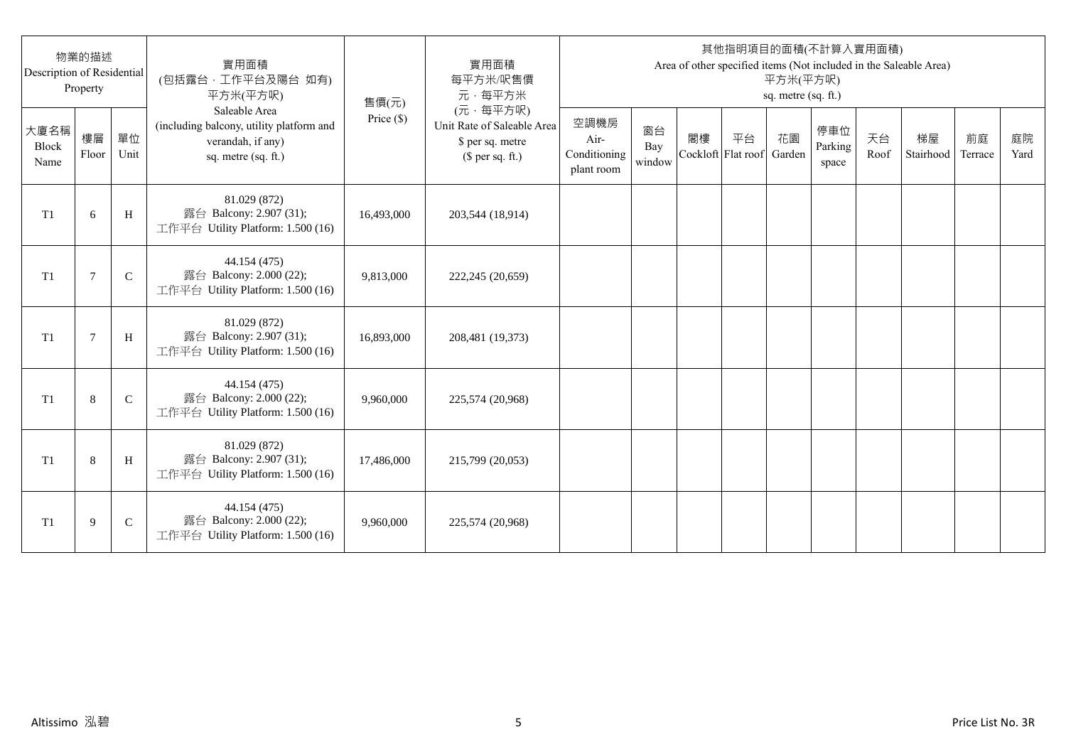| 物業的描述 Description of Residential Property | | | 實用面積 (包括露台，工作平台及陽台 如有) 平方米(平方呎) Saleable Area (including balcony, utility platform and verandah, if any) sq. metre (sq. ft.) | 售價(元) Price ($) | 實用面積 每平方米/呎售價 元，每平方米 (元，每平方呎) Unit Rate of Saleable Area $ per sq. metre ($ per sq. ft.) | 其他指明項目的面積(不計算入實用面積) Area of other specified items (Not included in the Saleable Area) 平方米(平方呎) sq. metre (sq. ft.) | | | | | | | | | |
|---|---|---|---|---|---|---|---|---|---|---|---|---|---|---|---|
| 大廈名稱 Block Name | 樓層 Floor | 單位 Unit | | | | 空調機房 Air-Conditioning plant room | 窗台 Bay window | 閣樓 Cockloft | 平台 Flat roof | 花園 Garden | 停車位 Parking space | 天台 Roof | 梯屋 Stairhood | 前庭 Terrace | 庭院 Yard |
| T1 | 6 | H | 81.029 (872) 露台 Balcony: 2.907 (31); 工作平台 Utility Platform: 1.500 (16) | 16,493,000 | 203,544 (18,914) | | | | | | | | | | |
| T1 | 7 | C | 44.154 (475) 露台 Balcony: 2.000 (22); 工作平台 Utility Platform: 1.500 (16) | 9,813,000 | 222,245 (20,659) | | | | | | | | | | |
| T1 | 7 | H | 81.029 (872) 露台 Balcony: 2.907 (31); 工作平台 Utility Platform: 1.500 (16) | 16,893,000 | 208,481 (19,373) | | | | | | | | | | |
| T1 | 8 | C | 44.154 (475) 露台 Balcony: 2.000 (22); 工作平台 Utility Platform: 1.500 (16) | 9,960,000 | 225,574 (20,968) | | | | | | | | | | |
| T1 | 8 | H | 81.029 (872) 露台 Balcony: 2.907 (31); 工作平台 Utility Platform: 1.500 (16) | 17,486,000 | 215,799 (20,053) | | | | | | | | | | |
| T1 | 9 | C | 44.154 (475) 露台 Balcony: 2.000 (22); 工作平台 Utility Platform: 1.500 (16) | 9,960,000 | 225,574 (20,968) | | | | | | | | | | |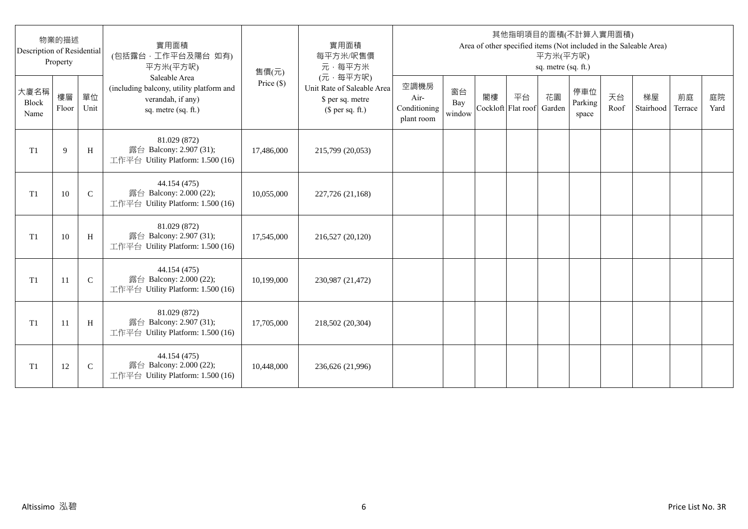| 物業的描述 Description of Residential Property | | | 實用面積 (包括露台，工作平台及陽台 如有) 平方米(平方呎) Saleable Area (including balcony, utility platform and verandah, if any) sq. metre (sq. ft.) | 售價(元) Price ($) | 實用面積 每平方米/呎售價 元，每平方米 (元，每平方呎) Unit Rate of Saleable Area $ per sq. metre ($ per sq. ft.) | 其他指明項目的面積(不計算入實用面積) Area of other specified items (Not included in the Saleable Area) 平方米(平方呎) sq. metre (sq. ft.) | | | | | | | | | |
|---|---|---|---|---|---|---|---|---|---|---|---|---|---|---|---|
| 大廈名稱 Block Name | 樓層 Floor | 單位 Unit | | | | 空調機房 Air-Conditioning plant room | 窗台 Bay window | 閣樓 Cockloft | 平台 Flat roof | 花園 Garden | 停車位 Parking space | 天台 Roof | 梯屋 Stairhood | 前庭 Terrace | 庭院 Yard |
| T1 | 9 | H | 81.029 (872) 露台 Balcony: 2.907 (31); 工作平台 Utility Platform: 1.500 (16) | 17,486,000 | 215,799 (20,053) | | | | | | | | | | |
| T1 | 10 | C | 44.154 (475) 露台 Balcony: 2.000 (22); 工作平台 Utility Platform: 1.500 (16) | 10,055,000 | 227,726 (21,168) | | | | | | | | | | |
| T1 | 10 | H | 81.029 (872) 露台 Balcony: 2.907 (31); 工作平台 Utility Platform: 1.500 (16) | 17,545,000 | 216,527 (20,120) | | | | | | | | | | |
| T1 | 11 | C | 44.154 (475) 露台 Balcony: 2.000 (22); 工作平台 Utility Platform: 1.500 (16) | 10,199,000 | 230,987 (21,472) | | | | | | | | | | |
| T1 | 11 | H | 81.029 (872) 露台 Balcony: 2.907 (31); 工作平台 Utility Platform: 1.500 (16) | 17,705,000 | 218,502 (20,304) | | | | | | | | | | |
| T1 | 12 | C | 44.154 (475) 露台 Balcony: 2.000 (22); 工作平台 Utility Platform: 1.500 (16) | 10,448,000 | 236,626 (21,996) | | | | | | | | | | |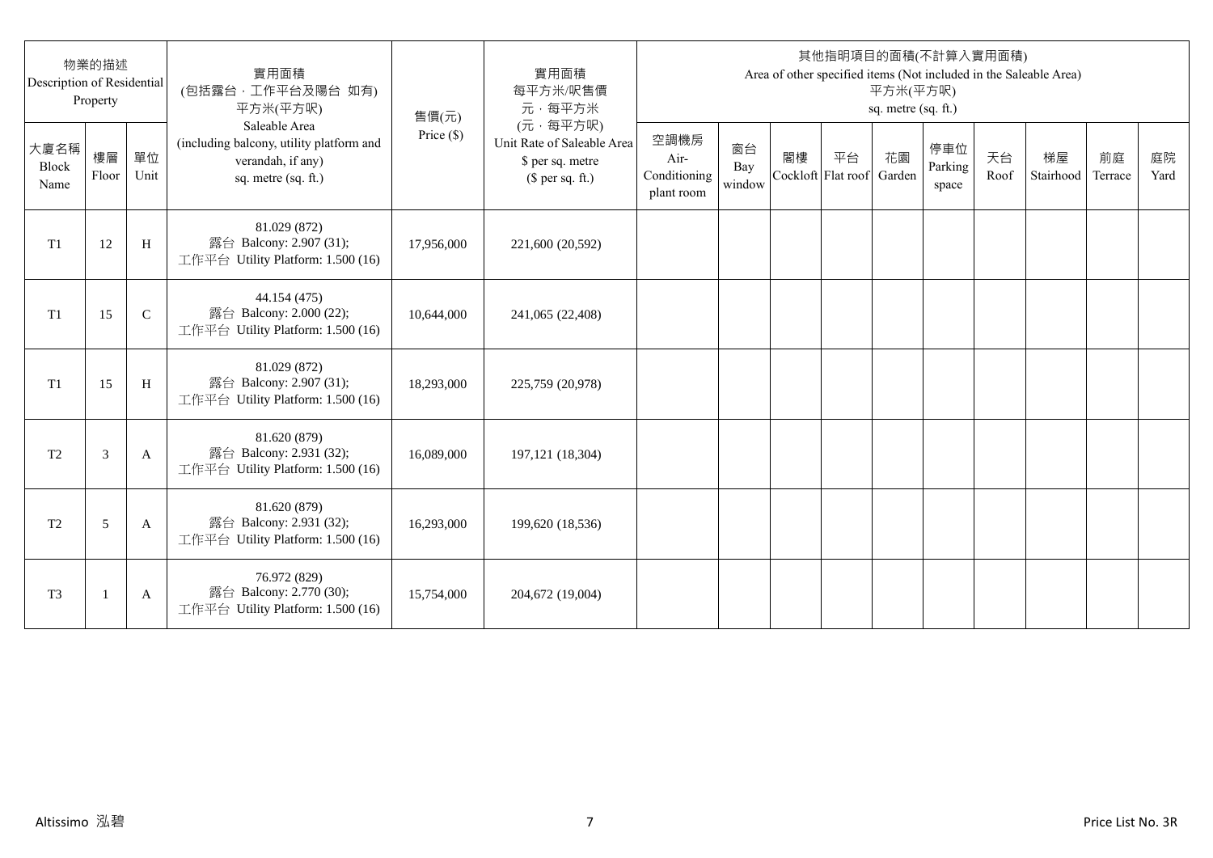| 物業的描述 Description of Residential Property | | | 實用面積 (包括露台，工作平台及陽台 如有) 平方米(平方呎) Saleable Area (including balcony, utility platform and verandah, if any) sq. metre (sq. ft.) | 售價(元) Price ($) | 實用面積 每平方米/呎售價 元，每平方米 (元，每平方呎) Unit Rate of Saleable Area $ per sq. metre ($ per sq. ft.) | 其他指明項目的面積(不計算入實用面積) Area of other specified items (Not included in the Saleable Area) 平方米(平方呎) sq. metre (sq. ft.) | | | | | | | | | |
|---|---|---|---|---|---|---|---|---|---|---|---|---|---|---|---|
| 大廈名稱 Block Name | 樓層 Floor | 單位 Unit | | | | 空調機房 Air-Conditioning plant room | 窗台 Bay window | 閣樓 Cockloft | 平台 Flat roof | 花園 Garden | 停車位 Parking space | 天台 Roof | 梯屋 Stairhood | 前庭 Terrace | 庭院 Yard |
| T1 | 12 | H | 81.029 (872) 露台 Balcony: 2.907 (31); 工作平台 Utility Platform: 1.500 (16) | 17,956,000 | 221,600 (20,592) | | | | | | | | | | |
| T1 | 15 | C | 44.154 (475) 露台 Balcony: 2.000 (22); 工作平台 Utility Platform: 1.500 (16) | 10,644,000 | 241,065 (22,408) | | | | | | | | | | |
| T1 | 15 | H | 81.029 (872) 露台 Balcony: 2.907 (31); 工作平台 Utility Platform: 1.500 (16) | 18,293,000 | 225,759 (20,978) | | | | | | | | | | |
| T2 | 3 | A | 81.620 (879) 露台 Balcony: 2.931 (32); 工作平台 Utility Platform: 1.500 (16) | 16,089,000 | 197,121 (18,304) | | | | | | | | | | |
| T2 | 5 | A | 81.620 (879) 露台 Balcony: 2.931 (32); 工作平台 Utility Platform: 1.500 (16) | 16,293,000 | 199,620 (18,536) | | | | | | | | | | |
| T3 | 1 | A | 76.972 (829) 露台 Balcony: 2.770 (30); 工作平台 Utility Platform: 1.500 (16) | 15,754,000 | 204,672 (19,004) | | | | | | | | | | |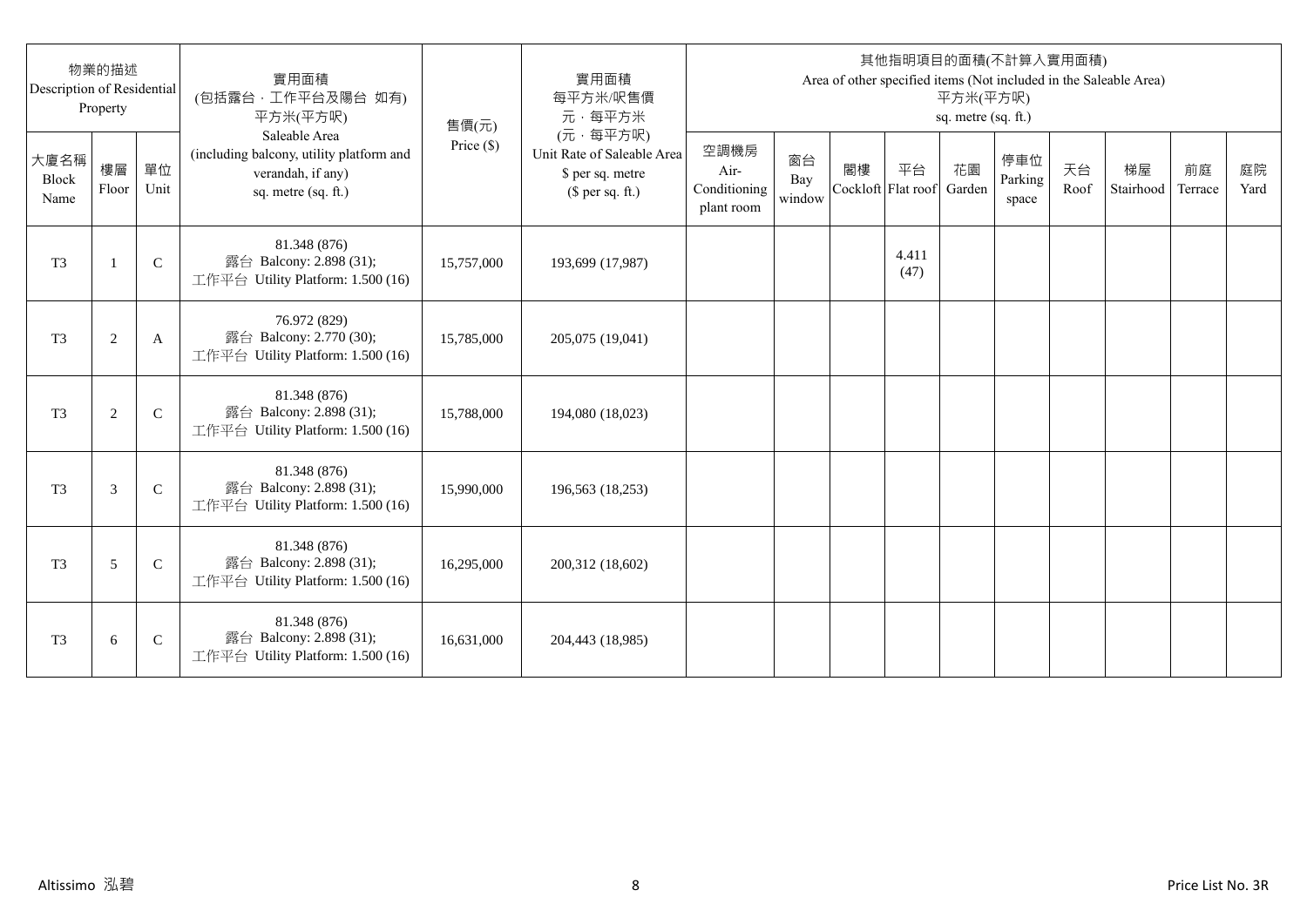| 物業的描述 Description of Residential Property | | | 實用面積 (包括露台，工作平台及陽台 如有) 平方米(平方呎) Saleable Area (including balcony, utility platform and verandah, if any) sq. metre (sq. ft.) | 售價(元) Price ($) | 實用面積 每平方米/呎售價 元，每平方米 (元，每平方呎) Unit Rate of Saleable Area $ per sq. metre ($ per sq. ft.) | 其他指明項目的面積(不計算入實用面積) Area of other specified items (Not included in the Saleable Area) 平方米(平方呎) sq. metre (sq. ft.) | | | | | | | | | |
|---|---|---|---|---|---|---|---|---|---|---|---|---|---|---|---|
| 大廈名稱 Block Name | 樓層 Floor | 單位 Unit | | | | 空調機房 Air-Conditioning plant room | 窗台 Bay window | 閣樓 Cockloft | 平台 Flat roof | 花園 Garden | 停車位 Parking space | 天台 Roof | 梯屋 Stairhood | 前庭 Terrace | 庭院 Yard |
| T3 | 1 | C | 81.348 (876) 露台 Balcony: 2.898 (31); 工作平台 Utility Platform: 1.500 (16) | 15,757,000 | 193,699 (17,987) | | | | 4.411 (47) | | | | | | |
| T3 | 2 | A | 76.972 (829) 露台 Balcony: 2.770 (30); 工作平台 Utility Platform: 1.500 (16) | 15,785,000 | 205,075 (19,041) | | | | | | | | | | |
| T3 | 2 | C | 81.348 (876) 露台 Balcony: 2.898 (31); 工作平台 Utility Platform: 1.500 (16) | 15,788,000 | 194,080 (18,023) | | | | | | | | | | |
| T3 | 3 | C | 81.348 (876) 露台 Balcony: 2.898 (31); 工作平台 Utility Platform: 1.500 (16) | 15,990,000 | 196,563 (18,253) | | | | | | | | | | |
| T3 | 5 | C | 81.348 (876) 露台 Balcony: 2.898 (31); 工作平台 Utility Platform: 1.500 (16) | 16,295,000 | 200,312 (18,602) | | | | | | | | | | |
| T3 | 6 | C | 81.348 (876) 露台 Balcony: 2.898 (31); 工作平台 Utility Platform: 1.500 (16) | 16,631,000 | 204,443 (18,985) | | | | | | | | | | |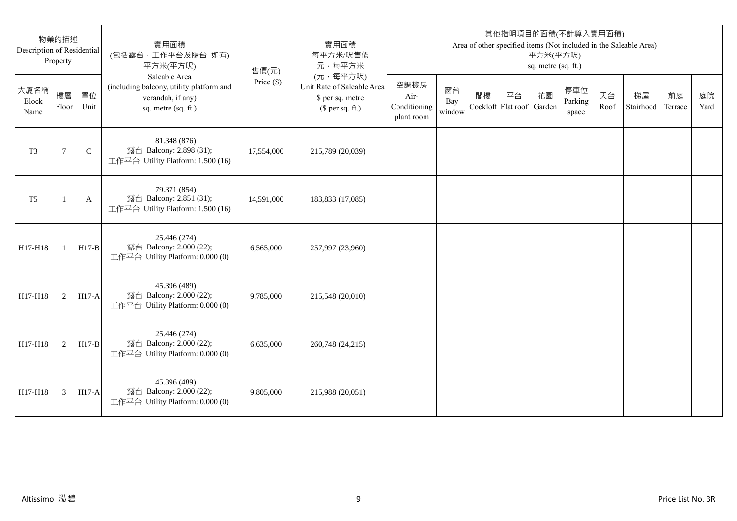| 物業的描述 Description of Residential Property | | | 實用面積 (包括露台，工作平台及陽台 如有) 平方米(平方呎) Saleable Area (including balcony, utility platform and verandah, if any) sq. metre (sq. ft.) | 售價(元) Price ($) | 實用面積 每平方米/呎售價 元，每平方米 (元，每平方呎) Unit Rate of Saleable Area $ per sq. metre ($ per sq. ft.) | 其他指明項目的面積(不計算入實用面積) Area of other specified items (Not included in the Saleable Area) 平方米(平方呎) sq. metre (sq. ft.) | | | | | | | | | |
|---|---|---|---|---|---|---|---|---|---|---|---|---|---|---|---|
| 大廈名稱 Block Name | 樓層 Floor | 單位 Unit | | | | 空調機房 Air-Conditioning plant room | 窗台 Bay window | 閣樓 Cockloft | 平台 Flat roof | 花園 Garden | 停車位 Parking space | 天台 Roof | 梯屋 Stairhood | 前庭 Terrace | 庭院 Yard |
| T3 | 7 | C | 81.348 (876) 露台 Balcony: 2.898 (31); 工作平台 Utility Platform: 1.500 (16) | 17,554,000 | 215,789 (20,039) | | | | | | | | | | |
| T5 | 1 | A | 79.371 (854) 露台 Balcony: 2.851 (31); 工作平台 Utility Platform: 1.500 (16) | 14,591,000 | 183,833 (17,085) | | | | | | | | | | |
| H17-H18 | 1 | H17-B | 25.446 (274) 露台 Balcony: 2.000 (22); 工作平台 Utility Platform: 0.000 (0) | 6,565,000 | 257,997 (23,960) | | | | | | | | | | |
| H17-H18 | 2 | H17-A | 45.396 (489) 露台 Balcony: 2.000 (22); 工作平台 Utility Platform: 0.000 (0) | 9,785,000 | 215,548 (20,010) | | | | | | | | | | |
| H17-H18 | 2 | H17-B | 25.446 (274) 露台 Balcony: 2.000 (22); 工作平台 Utility Platform: 0.000 (0) | 6,635,000 | 260,748 (24,215) | | | | | | | | | | |
| H17-H18 | 3 | H17-A | 45.396 (489) 露台 Balcony: 2.000 (22); 工作平台 Utility Platform: 0.000 (0) | 9,805,000 | 215,988 (20,051) | | | | | | | | | | |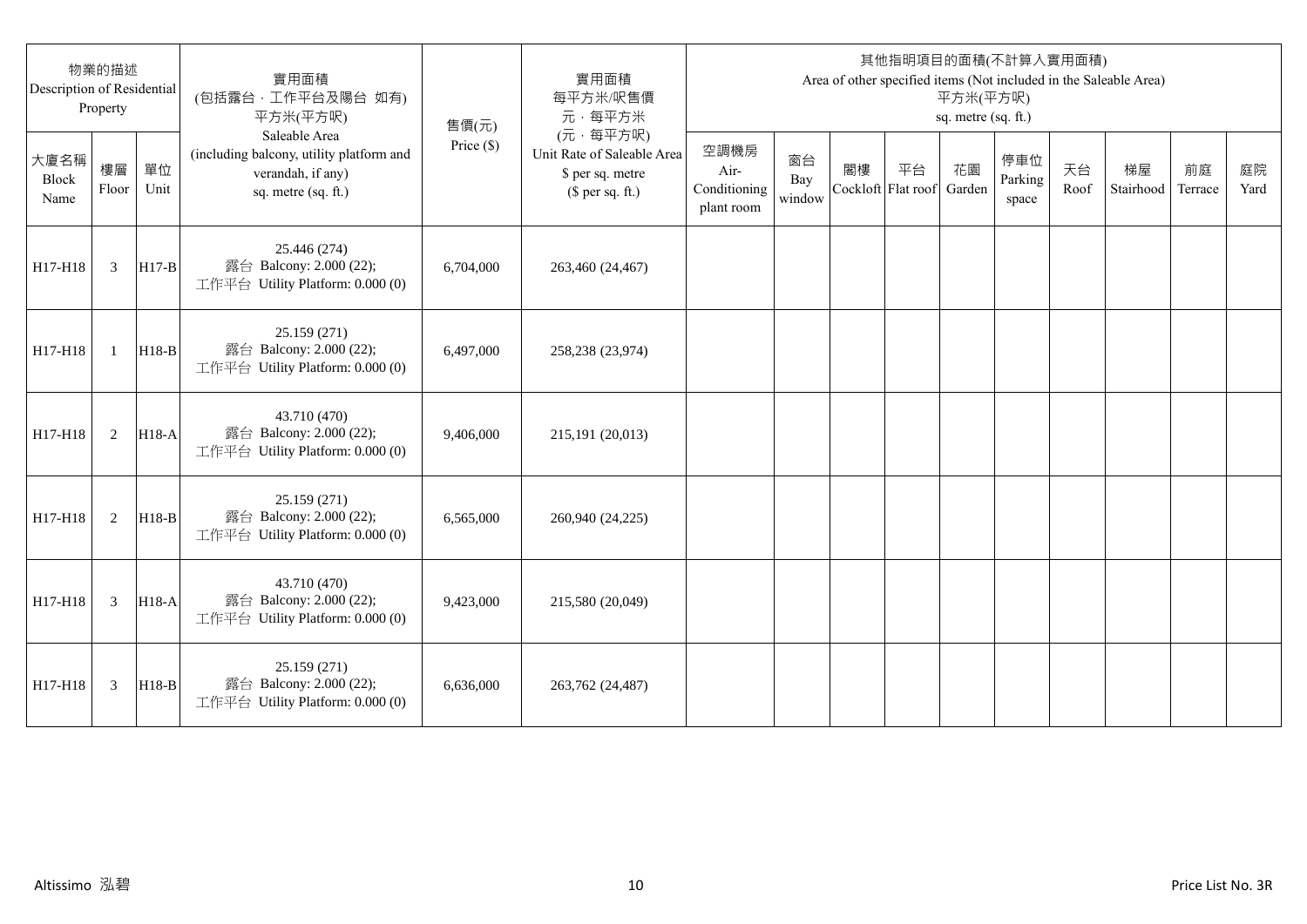| 物業的描述 Description of Residential Property | | | 實用面積 (包括露台，工作平台及陽台 如有) 平方米(平方呎) Saleable Area (including balcony, utility platform and verandah, if any) sq. metre (sq. ft.) | 售價(元) Price ($) | 實用面積 每平方米/呎售價 元，每平方米 (元，每平方呎) Unit Rate of Saleable Area $ per sq. metre ($ per sq. ft.) | 其他指明項目的面積(不計算入實用面積) Area of other specified items (Not included in the Saleable Area) 平方米(平方呎) sq. metre (sq. ft.) | | | | | | | | | |
|---|---|---|---|---|---|---|---|---|---|---|---|---|---|---|---|
| 大廈名稱 Block Name | 樓層 Floor | 單位 Unit | | | | 空調機房 Air-Conditioning plant room | 窗台 Bay window | 閣樓 Cockloft | 平台 Flat roof | 花園 Garden | 停車位 Parking space | 天台 Roof | 梯屋 Stairhood | 前庭 Terrace | 庭院 Yard |
| H17-H18 | 3 | H17-B | 25.446 (274) 露台 Balcony: 2.000 (22); 工作平台 Utility Platform: 0.000 (0) | 6,704,000 | 263,460 (24,467) | | | | | | | | | | |
| H17-H18 | 1 | H18-B | 25.159 (271) 露台 Balcony: 2.000 (22); 工作平台 Utility Platform: 0.000 (0) | 6,497,000 | 258,238 (23,974) | | | | | | | | | | |
| H17-H18 | 2 | H18-A | 43.710 (470) 露台 Balcony: 2.000 (22); 工作平台 Utility Platform: 0.000 (0) | 9,406,000 | 215,191 (20,013) | | | | | | | | | | |
| H17-H18 | 2 | H18-B | 25.159 (271) 露台 Balcony: 2.000 (22); 工作平台 Utility Platform: 0.000 (0) | 6,565,000 | 260,940 (24,225) | | | | | | | | | | |
| H17-H18 | 3 | H18-A | 43.710 (470) 露台 Balcony: 2.000 (22); 工作平台 Utility Platform: 0.000 (0) | 9,423,000 | 215,580 (20,049) | | | | | | | | | | |
| H17-H18 | 3 | H18-B | 25.159 (271) 露台 Balcony: 2.000 (22); 工作平台 Utility Platform: 0.000 (0) | 6,636,000 | 263,762 (24,487) | | | | | | | | | | |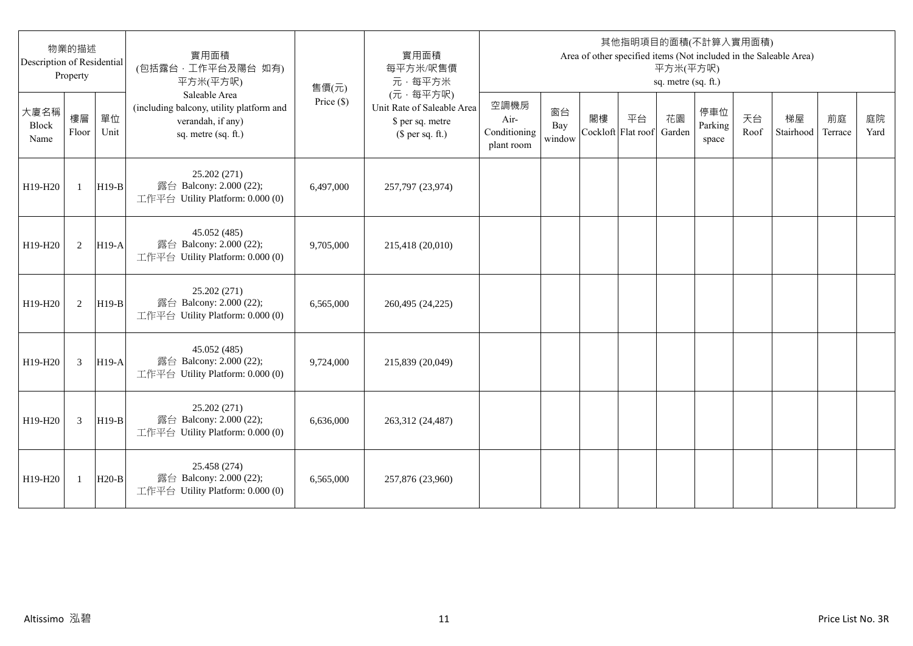| 物業的描述 Description of Residential Property | | | 實用面積 (包括露台・工作平台及陽台 如有) 平方米(平方呎) Saleable Area (including balcony, utility platform and verandah, if any) sq. metre (sq. ft.) | 售價(元) Price ($) | 實用面積 每平方米/呎售價 元・每平方米 (元・每平方呎) Unit Rate of Saleable Area $ per sq. metre ($ per sq. ft.) | 其他指明項目的面積(不計算入實用面積) Area of other specified items (Not included in the Saleable Area) 平方米(平方呎) sq. metre (sq. ft.) | | | | | | | | | |
|---|---|---|---|---|---|---|---|---|---|---|---|---|---|---|---|
| 大廈名稱 Block Name | 樓層 Floor | 單位 Unit | | | | 空調機房 Air-Conditioning plant room | 窗台 Bay window | 閣樓 Cockloft | 平台 Flat roof | 花園 Garden | 停車位 Parking space | 天台 Roof | 梯屋 Stairhood | 前庭 Terrace | 庭院 Yard |
| H19-H20 | 1 | H19-B | 25.202 (271) 露台 Balcony: 2.000 (22); 工作平台 Utility Platform: 0.000 (0) | 6,497,000 | 257,797 (23,974) | | | | | | | | | | |
| H19-H20 | 2 | H19-A | 45.052 (485) 露台 Balcony: 2.000 (22); 工作平台 Utility Platform: 0.000 (0) | 9,705,000 | 215,418 (20,010) | | | | | | | | | | |
| H19-H20 | 2 | H19-B | 25.202 (271) 露台 Balcony: 2.000 (22); 工作平台 Utility Platform: 0.000 (0) | 6,565,000 | 260,495 (24,225) | | | | | | | | | | |
| H19-H20 | 3 | H19-A | 45.052 (485) 露台 Balcony: 2.000 (22); 工作平台 Utility Platform: 0.000 (0) | 9,724,000 | 215,839 (20,049) | | | | | | | | | | |
| H19-H20 | 3 | H19-B | 25.202 (271) 露台 Balcony: 2.000 (22); 工作平台 Utility Platform: 0.000 (0) | 6,636,000 | 263,312 (24,487) | | | | | | | | | | |
| H19-H20 | 1 | H20-B | 25.458 (274) 露台 Balcony: 2.000 (22); 工作平台 Utility Platform: 0.000 (0) | 6,565,000 | 257,876 (23,960) | | | | | | | | | | |

Altissimo 泓碧

Price List No. 3R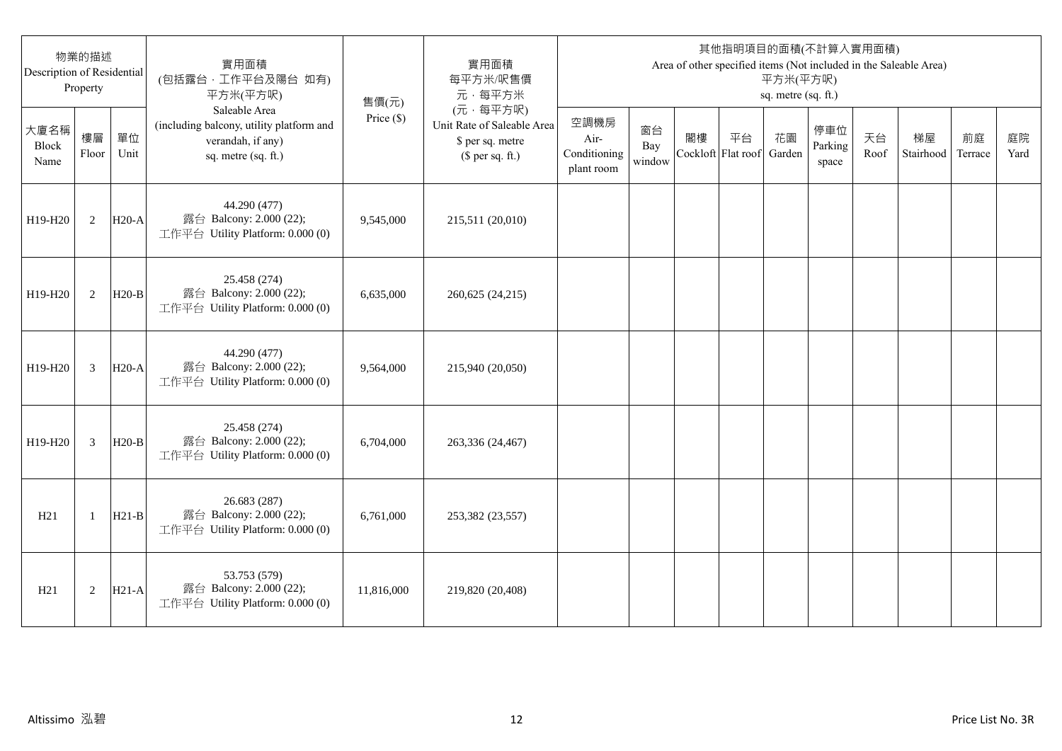| 物業的描述 Description of Residential Property | | | 實用面積 (包括露台．工作平台及陽台 如有) 平方米(平方呎) Saleable Area (including balcony, utility platform and verandah, if any) sq. metre (sq. ft.) | 售價(元) Price ($) | 實用面積 每平方米/呎售價 元．每平方米 (元．每平方呎) Unit Rate of Saleable Area $ per sq. metre ($ per sq. ft.) | 其他指明項目的面積(不計算入實用面積) Area of other specified items (Not included in the Saleable Area) 平方米(平方呎) sq. metre (sq. ft.) | | | | | | | | | |
|---|---|---|---|---|---|---|---|---|---|---|---|---|---|---|---|
| 大廈名稱 Block Name | 樓層 Floor | 單位 Unit | | | | 空調機房 Air-Conditioning plant room | 窗台 Bay window | 閣樓 Cockloft | 平台 Flat roof | 花園 Garden | 停車位 Parking space | 天台 Roof | 梯屋 Stairhood | 前庭 Terrace | 庭院 Yard |
| H19-H20 | 2 | H20-A | 44.290 (477) 露台 Balcony: 2.000 (22); 工作平台 Utility Platform: 0.000 (0) | 9,545,000 | 215,511 (20,010) | | | | | | | | | | |
| H19-H20 | 2 | H20-B | 25.458 (274) 露台 Balcony: 2.000 (22); 工作平台 Utility Platform: 0.000 (0) | 6,635,000 | 260,625 (24,215) | | | | | | | | | | |
| H19-H20 | 3 | H20-A | 44.290 (477) 露台 Balcony: 2.000 (22); 工作平台 Utility Platform: 0.000 (0) | 9,564,000 | 215,940 (20,050) | | | | | | | | | | |
| H19-H20 | 3 | H20-B | 25.458 (274) 露台 Balcony: 2.000 (22); 工作平台 Utility Platform: 0.000 (0) | 6,704,000 | 263,336 (24,467) | | | | | | | | | | |
| H21 | 1 | H21-B | 26.683 (287) 露台 Balcony: 2.000 (22); 工作平台 Utility Platform: 0.000 (0) | 6,761,000 | 253,382 (23,557) | | | | | | | | | | |
| H21 | 2 | H21-A | 53.753 (579) 露台 Balcony: 2.000 (22); 工作平台 Utility Platform: 0.000 (0) | 11,816,000 | 219,820 (20,408) | | | | | | | | | | |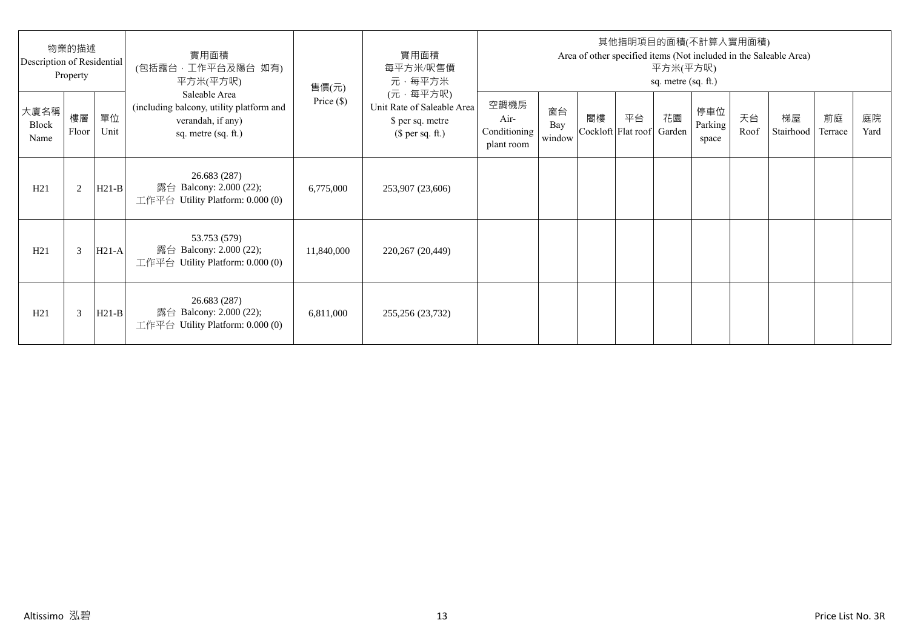| 物業的描述 Description of Residential Property | | | 實用面積 (包括露台，工作平台及陽台 如有) 平方米(平方呎) Saleable Area (including balcony, utility platform and verandah, if any) sq. metre (sq. ft.) | 售價(元) Price ($) | 實用面積 每平方米/呎售價 元，每平方米 (元，每平方呎) Unit Rate of Saleable Area $ per sq. metre ($ per sq. ft.) | 其他指明項目的面積(不計算入實用面積) Area of other specified items (Not included in the Saleable Area) 平方米(平方呎) sq. metre (sq. ft.) | | | | | | | | | |
|---|---|---|---|---|---|---|---|---|---|---|---|---|---|---|---|
| 大廈名稱 Block Name | 樓層 Floor | 單位 Unit | | | | 空調機房 Air-Conditioning plant room | 窗台 Bay window | 閣樓 Cockloft | 平台 Flat roof | 花園 Garden | 停車位 Parking space | 天台 Roof | 梯屋 Stairhood | 前庭 Terrace | 庭院 Yard |
| H21 | 2 | H21-B | 26.683 (287) 露台 Balcony: 2.000 (22); 工作平台 Utility Platform: 0.000 (0) | 6,775,000 | 253,907 (23,606) | | | | | | | | | | |
| H21 | 3 | H21-A | 53.753 (579) 露台 Balcony: 2.000 (22); 工作平台 Utility Platform: 0.000 (0) | 11,840,000 | 220,267 (20,449) | | | | | | | | | | |
| H21 | 3 | H21-B | 26.683 (287) 露台 Balcony: 2.000 (22); 工作平台 Utility Platform: 0.000 (0) | 6,811,000 | 255,256 (23,732) | | | | | | | | | | |

Altissimo 泓碧

Price List No. 3R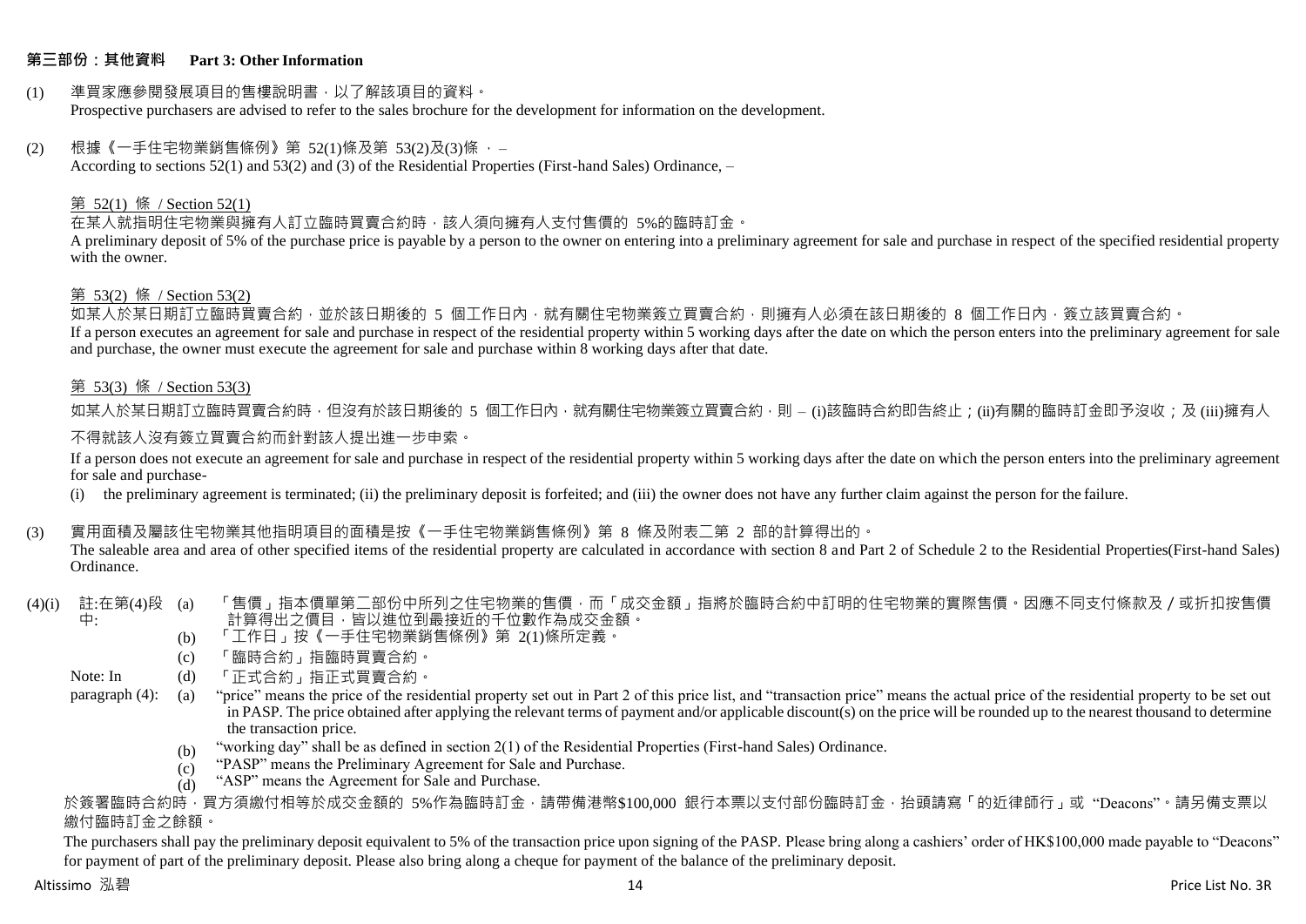## 第三部份：其他資料　Part 3: Other Information

(1) 準買家應參閱發展項目的售樓說明書，以了解該項目的資料。
Prospective purchasers are advised to refer to the sales brochure for the development for information on the development.

(2) 根據《一手住宅物業銷售條例》第 52(1)條及第 53(2)及(3)條 ， –
According to sections 52(1) and 53(2) and (3) of the Residential Properties (First-hand Sales) Ordinance, –

第 52(1) 條 / Section 52(1)

在某人就指明住宅物業與擁有人訂立臨時買賣合約時，該人須向擁有人支付售價的 5%的臨時訂金。
A preliminary deposit of 5% of the purchase price is payable by a person to the owner on entering into a preliminary agreement for sale and purchase in respect of the specified residential property with the owner.

第 53(2) 條 / Section 53(2)

如某人於某日期訂立臨時買賣合約，並於該日期後的 5 個工作日內，就有關住宅物業簽立買賣合約，則擁有人必須在該日期後的 8 個工作日內，簽立該買賣合約。
If a person executes an agreement for sale and purchase in respect of the residential property within 5 working days after the date on which the person enters into the preliminary agreement for sale and purchase, the owner must execute the agreement for sale and purchase within 8 working days after that date.

第 53(3) 條 / Section 53(3)

如某人於某日期訂立臨時買賣合約時，但沒有於該日期後的 5 個工作日內，就有關住宅物業簽立買賣合約，則 – (i)該臨時合約即告終止；(ii)有關的臨時訂金即予沒收；及 (iii)擁有人不得就該人沒有簽立買賣合約而針對該人提出進一步申索。

If a person does not execute an agreement for sale and purchase in respect of the residential property within 5 working days after the date on which the person enters into the preliminary agreement for sale and purchase-

(i) the preliminary agreement is terminated; (ii) the preliminary deposit is forfeited; and (iii) the owner does not have any further claim against the person for the failure.

(3) 實用面積及屬該住宅物業其他指明項目的面積是按《一手住宅物業銷售條例》第 8 條及附表二第 2 部的計算得出的。
The saleable area and area of other specified items of the residential property are calculated in accordance with section 8 and Part 2 of Schedule 2 to the Residential Properties(First-hand Sales) Ordinance.

(4)(i) 註:在第(4)段中:

(a) 「售價」指本價單第二部份中所列之住宅物業的售價，而「成交金額」指將於臨時合約中訂明的住宅物業的實際售價。因應不同支付條款及/或折扣按售價計算得出之價目，皆以進位到最接近的千位數作為成交金額。
(b) 「工作日」按《一手住宅物業銷售條例》第 2(1)條所定義。
(c) 「臨時合約」指臨時買賣合約。
(d) 「正式合約」指正式買賣合約。

Note: In paragraph (4):

(a) "price" means the price of the residential property set out in Part 2 of this price list, and "transaction price" means the actual price of the residential property to be set out in PASP. The price obtained after applying the relevant terms of payment and/or applicable discount(s) on the price will be rounded up to the nearest thousand to determine the transaction price.
(b) "working day" shall be as defined in section 2(1) of the Residential Properties (First-hand Sales) Ordinance.
(c) "PASP" means the Preliminary Agreement for Sale and Purchase.
(d) "ASP" means the Agreement for Sale and Purchase.

於簽署臨時合約時，買方須繳付相等於成交金額的 5%作為臨時訂金，請帶備港幣$100,000 銀行本票以支付部份臨時訂金，抬頭請寫「的近律師行」或 "Deacons"。請另備支票以繳付臨時訂金之餘額。

The purchasers shall pay the preliminary deposit equivalent to 5% of the transaction price upon signing of the PASP. Please bring along a cashiers' order of HK$100,000 made payable to "Deacons" for payment of part of the preliminary deposit. Please also bring along a cheque for payment of the balance of the preliminary deposit.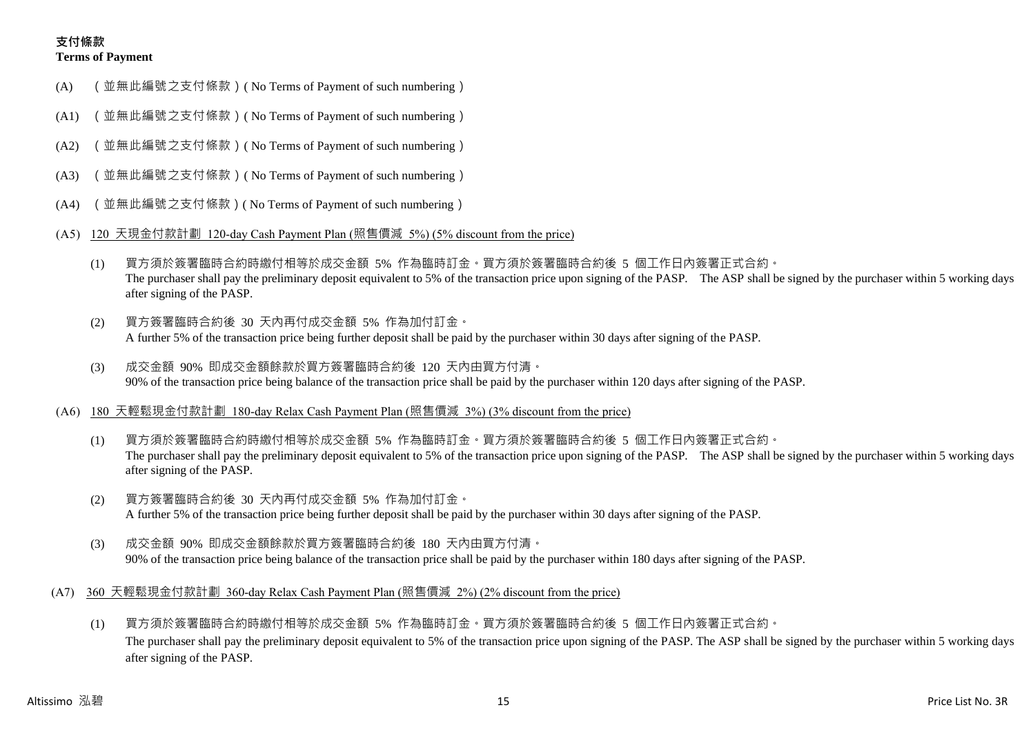**支付條款**
**Terms of Payment**

(A) （並無此編號之支付條款）( No Terms of Payment of such numbering）

(A1) （並無此編號之支付條款）( No Terms of Payment of such numbering）

(A2) （並無此編號之支付條款）( No Terms of Payment of such numbering）

(A3) （並無此編號之支付條款）( No Terms of Payment of such numbering）

(A4) （並無此編號之支付條款）( No Terms of Payment of such numbering）

(A5) 120 天現金付款計劃 120-day Cash Payment Plan (照售價減 5%) (5% discount from the price)

(1) 買方須於簽署臨時合約時繳付相等於成交金額 5% 作為臨時訂金。買方須於簽署臨時合約後 5 個工作日內簽署正式合約。
The purchaser shall pay the preliminary deposit equivalent to 5% of the transaction price upon signing of the PASP. The ASP shall be signed by the purchaser within 5 working days after signing of the PASP.

(2) 買方簽署臨時合約後 30 天內再付成交金額 5% 作為加付訂金。
A further 5% of the transaction price being further deposit shall be paid by the purchaser within 30 days after signing of the PASP.

(3) 成交金額 90% 即成交金額餘款於買方簽署臨時合約後 120 天內由買方付清。
90% of the transaction price being balance of the transaction price shall be paid by the purchaser within 120 days after signing of the PASP.

(A6) 180 天輕鬆現金付款計劃 180-day Relax Cash Payment Plan (照售價減 3%) (3% discount from the price)

(1) 買方須於簽署臨時合約時繳付相等於成交金額 5% 作為臨時訂金。買方須於簽署臨時合約後 5 個工作日內簽署正式合約。
The purchaser shall pay the preliminary deposit equivalent to 5% of the transaction price upon signing of the PASP. The ASP shall be signed by the purchaser within 5 working days after signing of the PASP.

(2) 買方簽署臨時合約後 30 天內再付成交金額 5% 作為加付訂金。
A further 5% of the transaction price being further deposit shall be paid by the purchaser within 30 days after signing of the PASP.

(3) 成交金額 90% 即成交金額餘款於買方簽署臨時合約後 180 天內由買方付清。
90% of the transaction price being balance of the transaction price shall be paid by the purchaser within 180 days after signing of the PASP.

(A7) 360 天輕鬆現金付款計劃 360-day Relax Cash Payment Plan (照售價減 2%) (2% discount from the price)

(1) 買方須於簽署臨時合約時繳付相等於成交金額 5% 作為臨時訂金。買方須於簽署臨時合約後 5 個工作日內簽署正式合約。
The purchaser shall pay the preliminary deposit equivalent to 5% of the transaction price upon signing of the PASP. The ASP shall be signed by the purchaser within 5 working days after signing of the PASP.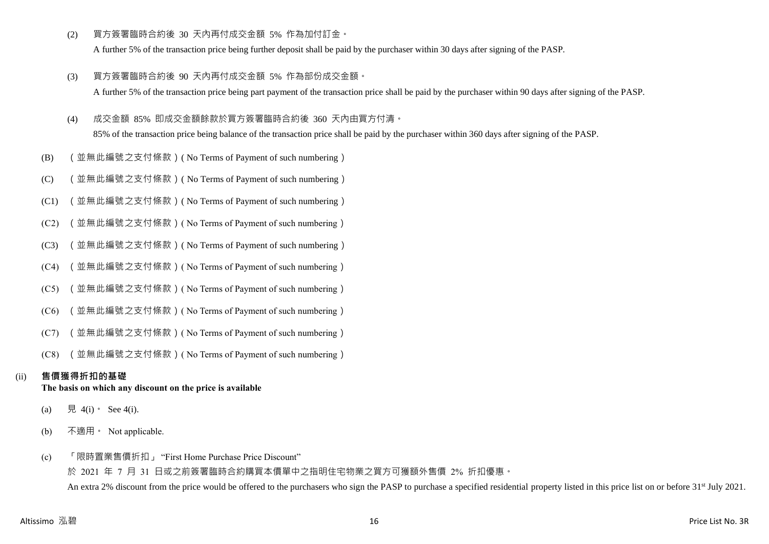(2) 買方簽署臨時合約後 30 天內再付成交金額 5% 作為加付訂金。

A further 5% of the transaction price being further deposit shall be paid by the purchaser within 30 days after signing of the PASP.

(3) 買方簽署臨時合約後 90 天內再付成交金額 5% 作為部份成交金額。

A further 5% of the transaction price being part payment of the transaction price shall be paid by the purchaser within 90 days after signing of the PASP.

(4) 成交金額 85% 即成交金額餘款於買方簽署臨時合約後 360 天內由買方付清。

85% of the transaction price being balance of the transaction price shall be paid by the purchaser within 360 days after signing of the PASP.

(B) （並無此編號之支付條款）( No Terms of Payment of such numbering）

(C) （並無此編號之支付條款）( No Terms of Payment of such numbering）

(C1) （並無此編號之支付條款）( No Terms of Payment of such numbering）

(C2) （並無此編號之支付條款）( No Terms of Payment of such numbering）

(C3) （並無此編號之支付條款）( No Terms of Payment of such numbering）

(C4) （並無此編號之支付條款）( No Terms of Payment of such numbering）

(C5) （並無此編號之支付條款）( No Terms of Payment of such numbering）

(C6) （並無此編號之支付條款）( No Terms of Payment of such numbering）

(C7) （並無此編號之支付條款）( No Terms of Payment of such numbering）

(C8) （並無此編號之支付條款）( No Terms of Payment of such numbering）

(ii) **售價獲得折扣的基礎**
**The basis on which any discount on the price is available**

(a) 見 4(i)。 See 4(i).

(b) 不適用。 Not applicable.

(c) 「限時置業售價折扣」 "First Home Purchase Price Discount"

於 2021 年 7 月 31 日或之前簽署臨時合約購買本價單中之指明住宅物業之買方可獲額外售價 2% 折扣優惠。

An extra 2% discount from the price would be offered to the purchasers who sign the PASP to purchase a specified residential property listed in this price list on or before 31st July 2021.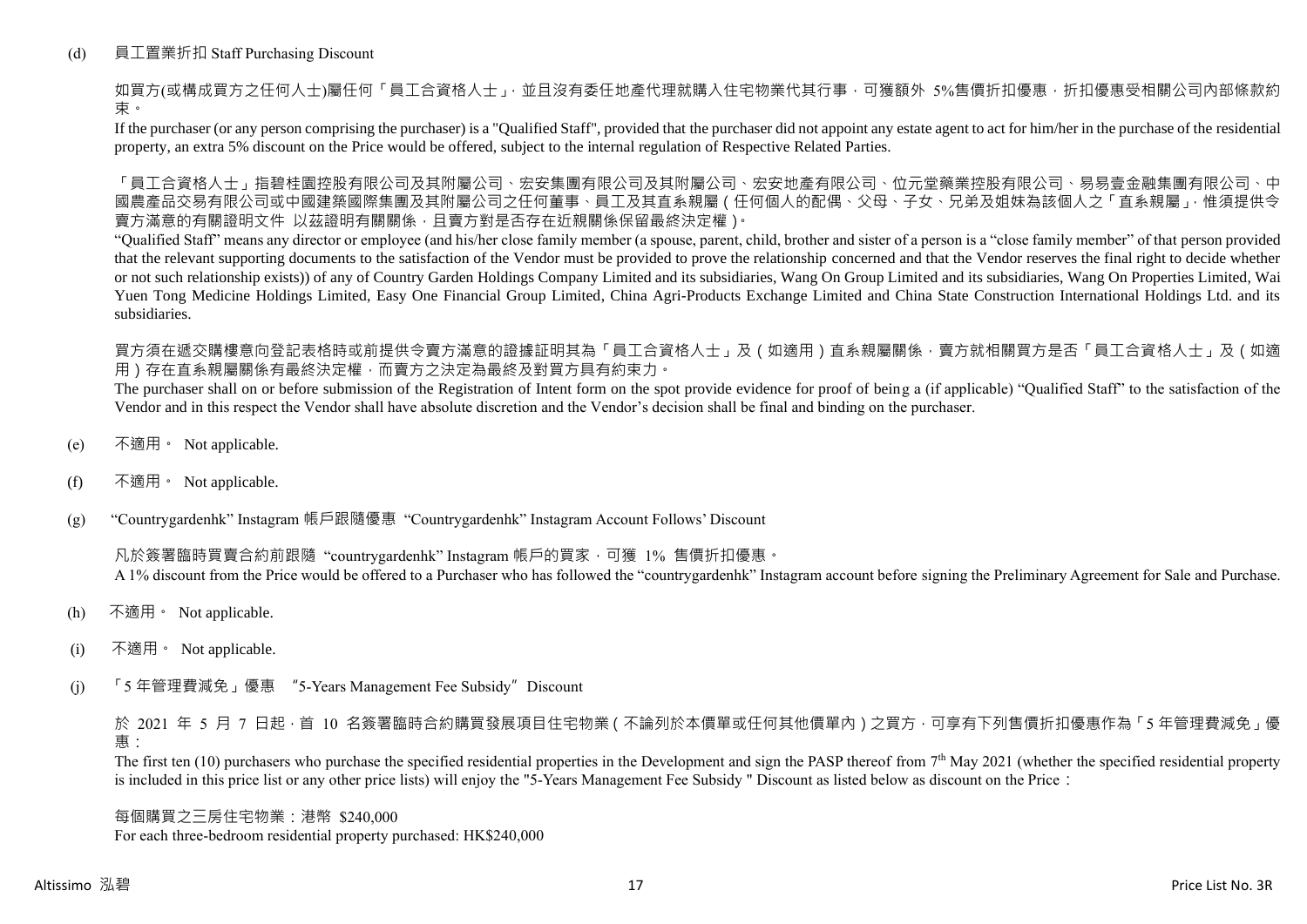(d) 員工置業折扣 Staff Purchasing Discount

如買方(或構成買方之任何人士)屬任何「員工合資格人士」，並且沒有委任地產代理就購入住宅物業代其行事，可獲額外 5%售價折扣優惠，折扣優惠受相關公司內部條款約束。

If the purchaser (or any person comprising the purchaser) is a "Qualified Staff", provided that the purchaser did not appoint any estate agent to act for him/her in the purchase of the residential property, an extra 5% discount on the Price would be offered, subject to the internal regulation of Respective Related Parties.

「員工合資格人士」指碧桂園控股有限公司及其附屬公司、宏安集團有限公司及其附屬公司、宏安地產有限公司、位元堂藥業控股有限公司、易易壹金融集團有限公司、中國農產品交易有限公司或中國建築國際集團及其附屬公司之任何董事、員工及其直系親屬（任何個人的配偶、父母、子女、兄弟及姐妹為該個人之「直系親屬」，惟須提供令賣方滿意的有關證明文件 以茲證明有關關係，且賣方對是否存在近親關係保留最終決定權）。

"Qualified Staff" means any director or employee (and his/her close family member (a spouse, parent, child, brother and sister of a person is a "close family member" of that person provided that the relevant supporting documents to the satisfaction of the Vendor must be provided to prove the relationship concerned and that the Vendor reserves the final right to decide whether or not such relationship exists)) of any of Country Garden Holdings Company Limited and its subsidiaries, Wang On Group Limited and its subsidiaries, Wang On Properties Limited, Wai Yuen Tong Medicine Holdings Limited, Easy One Financial Group Limited, China Agri-Products Exchange Limited and China State Construction International Holdings Ltd. and its subsidiaries.

買方須在遞交購樓意向登記表格時或前提供令賣方滿意的證據証明其為「員工合資格人士」及（如適用）直系親屬關係，賣方就相關買方是否「員工合資格人士」及（如適用）存在直系親屬關係有最終決定權，而賣方之決定為最終及對買方具有約束力。

The purchaser shall on or before submission of the Registration of Intent form on the spot provide evidence for proof of being a (if applicable) "Qualified Staff" to the satisfaction of the Vendor and in this respect the Vendor shall have absolute discretion and the Vendor's decision shall be final and binding on the purchaser.

(e) 不適用。 Not applicable.

(f) 不適用。 Not applicable.

(g) "Countrygardenhk" Instagram 帳戶跟隨優惠 "Countrygardenhk" Instagram Account Follows' Discount

凡於簽署臨時買賣合約前跟隨 "countrygardenhk" Instagram 帳戶的買家，可獲 1% 售價折扣優惠。

A 1% discount from the Price would be offered to a Purchaser who has followed the "countrygardenhk" Instagram account before signing the Preliminary Agreement for Sale and Purchase.

(h) 不適用。 Not applicable.

(i) 不適用。 Not applicable.

(j) 「5 年管理費減免」優惠 "5-Years Management Fee Subsidy" Discount

於 2021 年 5 月 7 日起，首 10 名簽署臨時合約購買發展項目住宅物業（不論列於本價單或任何其他價單內）之買方，可享有下列售價折扣優惠作為「5 年管理費減免」優惠：

The first ten (10) purchasers who purchase the specified residential properties in the Development and sign the PASP thereof from 7th May 2021 (whether the specified residential property is included in this price list or any other price lists) will enjoy the "5-Years Management Fee Subsidy " Discount as listed below as discount on the Price：

每個購買之三房住宅物業：港幣 $240,000

For each three-bedroom residential property purchased: HK$240,000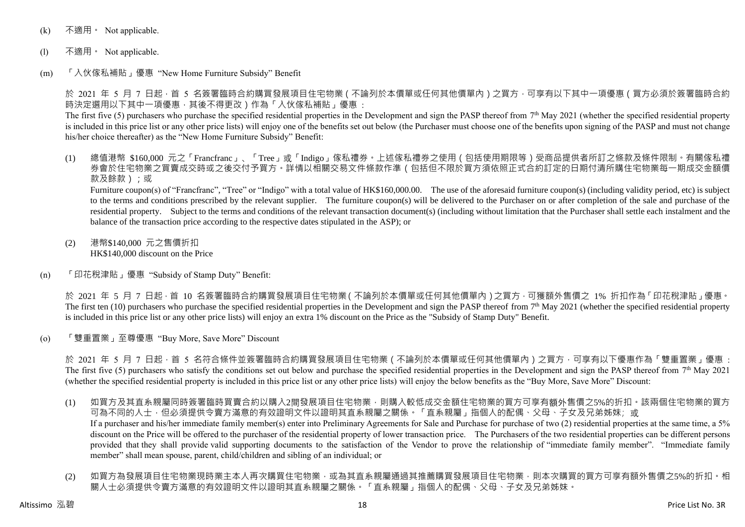(k) 不適用。 Not applicable.

(l) 不適用。 Not applicable.

(m) 「入伙傢私補貼」優惠 "New Home Furniture Subsidy" Benefit

於 2021 年 5 月 7 日起，首 5 名簽署臨時合約購買發展項目住宅物業（不論列於本價單或任何其他價單內）之買方，可享有以下其中一項優惠（買方必須於簽署臨時合約時決定選用以下其中一項優惠，其後不得更改）作為「入伙傢私補貼」優惠：
The first five (5) purchasers who purchase the specified residential properties in the Development and sign the PASP thereof from 7th May 2021 (whether the specified residential property is included in this price list or any other price lists) will enjoy one of the benefits set out below (the Purchaser must choose one of the benefits upon signing of the PASP and must not change his/her choice thereafter) as the "New Home Furniture Subsidy" Benefit:

(1) 總值港幣 $160,000 元之「Francfranc」、「Tree」或「Indigo」傢私禮券。上述傢私禮券之使用（包括使用期限等）受商品提供者所訂之條款及條件限制。有關傢私禮券會於住宅物業之買賣成交時或之後交付予買方。詳情以相關交易文件條款作準（包括但不限於買方須依照正式合約訂定的日期付清所購住宅物業每一期成交金額價款及餘款）；或
Furniture coupon(s) of "Francfranc", "Tree" or "Indigo" with a total value of HK$160,000.00. The use of the aforesaid furniture coupon(s) (including validity period, etc) is subject to the terms and conditions prescribed by the relevant supplier. The furniture coupon(s) will be delivered to the Purchaser on or after completion of the sale and purchase of the residential property. Subject to the terms and conditions of the relevant transaction document(s) (including without limitation that the Purchaser shall settle each instalment and the balance of the transaction price according to the respective dates stipulated in the ASP); or

(2) 港幣$140,000 元之售價折扣
HK$140,000 discount on the Price

(n) 「印花稅津貼」優惠 "Subsidy of Stamp Duty" Benefit:

於 2021 年 5 月 7 日起，首 10 名簽署臨時合約購買發展項目住宅物業（不論列於本價單或任何其他價單內）之買方，可獲額外售價之 1% 折扣作為「印花稅津貼」優惠。
The first ten (10) purchasers who purchase the specified residential properties in the Development and sign the PASP thereof from 7th May 2021 (whether the specified residential property is included in this price list or any other price lists) will enjoy an extra 1% discount on the Price as the "Subsidy of Stamp Duty" Benefit.

(o) 「雙重置業」至尊優惠 "Buy More, Save More" Discount

於 2021 年 5 月 7 日起，首 5 名符合條件並簽署臨時合約購買發展項目住宅物業（不論列於本價單或任何其他價單內）之買方，可享有以下優惠作為「雙重置業」優惠：
The first five (5) purchasers who satisfy the conditions set out below and purchase the specified residential properties in the Development and sign the PASP thereof from 7th May 2021 (whether the specified residential property is included in this price list or any other price lists) will enjoy the below benefits as the "Buy More, Save More" Discount:

(1) 如買方及其直系親屬同時簽署臨時買賣合約以購入2間發展項目住宅物業，則購入較低成交金額住宅物業的買方可享有額外售價之5%的折扣。該兩個住宅物業的買方可為不同的人士，但必須提供令賣方滿意的有效證明文件以證明其直系親屬之關係。「直系親屬」指個人的配偶、父母、子女及兄弟姊妹; 或
If a purchaser and his/her immediate family member(s) enter into Preliminary Agreements for Sale and Purchase for purchase of two (2) residential properties at the same time, a 5% discount on the Price will be offered to the purchaser of the residential property of lower transaction price. The Purchasers of the two residential properties can be different persons provided that they shall provide valid supporting documents to the satisfaction of the Vendor to prove the relationship of "immediate family member". "Immediate family member" shall mean spouse, parent, child/children and sibling of an individual; or

(2) 如買方為發展項目住宅物業現時業主本人再次購買住宅物業，或為其直系親屬通過其推薦購買發展項目住宅物業，則本次購買的買方可享有額外售價之5%的折扣。相關人士必須提供令賣方滿意的有效證明文件以證明其直系親屬之關係。「直系親屬」指個人的配偶、父母、子女及兄弟姊妹。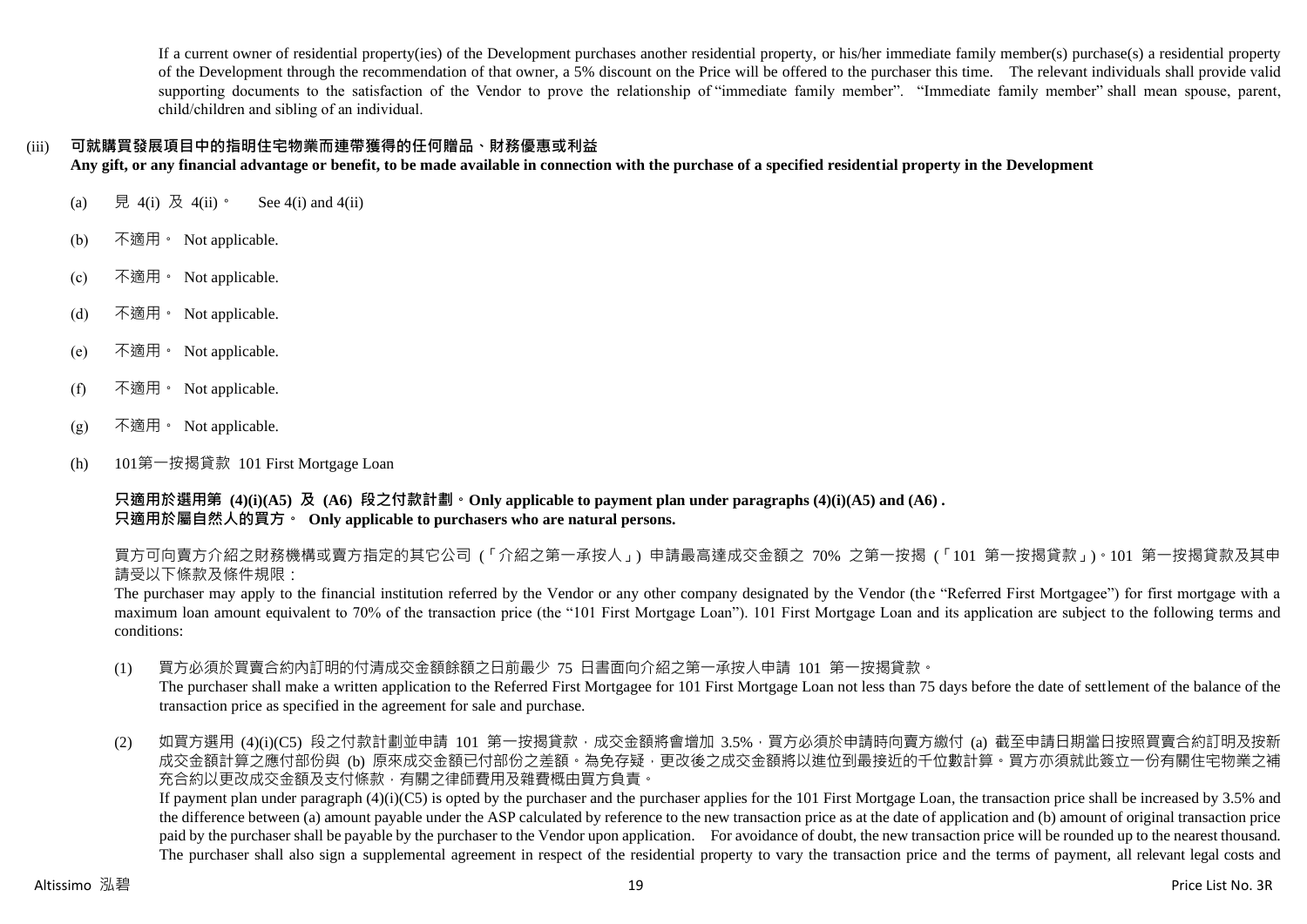If a current owner of residential property(ies) of the Development purchases another residential property, or his/her immediate family member(s) purchase(s) a residential property of the Development through the recommendation of that owner, a 5% discount on the Price will be offered to the purchaser this time. The relevant individuals shall provide valid supporting documents to the satisfaction of the Vendor to prove the relationship of "immediate family member". "Immediate family member" shall mean spouse, parent, child/children and sibling of an individual.

(iii) **可就購買發展項目中的指明住宅物業而連帶獲得的任何贈品、財務優惠或利益**
**Any gift, or any financial advantage or benefit, to be made available in connection with the purchase of a specified residential property in the Development**

(a) 見 4(i) 及 4(ii)。 See 4(i) and 4(ii)

(b) 不適用。 Not applicable.

(c) 不適用。 Not applicable.

(d) 不適用。 Not applicable.

(e) 不適用。 Not applicable.

(f) 不適用。 Not applicable.

(g) 不適用。 Not applicable.

(h) 101第一按揭貸款 101 First Mortgage Loan

**只適用於選用第 (4)(i)(A5) 及 (A6) 段之付款計劃。Only applicable to payment plan under paragraphs (4)(i)(A5) and (A6) .**
**只適用於屬自然人的買方。 Only applicable to purchasers who are natural persons.**

買方可向賣方介紹之財務機構或賣方指定的其它公司 (「介紹之第一承按人」) 申請最高達成交金額之 70% 之第一按揭 (「101 第一按揭貸款」)。101 第一按揭貸款及其申請受以下條款及條件規限：

The purchaser may apply to the financial institution referred by the Vendor or any other company designated by the Vendor (the "Referred First Mortgagee") for first mortgage with a maximum loan amount equivalent to 70% of the transaction price (the "101 First Mortgage Loan"). 101 First Mortgage Loan and its application are subject to the following terms and conditions:

(1) 買方必須於買賣合約內訂明的付清成交金額餘額之日前最少 75 日書面向介紹之第一承按人申請 101 第一按揭貸款。
The purchaser shall make a written application to the Referred First Mortgagee for 101 First Mortgage Loan not less than 75 days before the date of settlement of the balance of the transaction price as specified in the agreement for sale and purchase.

(2) 如買方選用 (4)(i)(C5) 段之付款計劃並申請 101 第一按揭貸款，成交金額將會增加 3.5%，買方必須於申請時向賣方繳付 (a) 截至申請日期當日按照買賣合約訂明及按新成交金額計算之應付部份與 (b) 原來成交金額已付部份之差額。為免存疑，更改後之成交金額將以進位到最接近的千位數計算。買方亦須就此簽立一份有關住宅物業之補充合約以更改成交金額及支付條款，有關之律師費用及雜費概由買方負責。
If payment plan under paragraph (4)(i)(C5) is opted by the purchaser and the purchaser applies for the 101 First Mortgage Loan, the transaction price shall be increased by 3.5% and the difference between (a) amount payable under the ASP calculated by reference to the new transaction price as at the date of application and (b) amount of original transaction price paid by the purchaser shall be payable by the purchaser to the Vendor upon application. For avoidance of doubt, the new transaction price will be rounded up to the nearest thousand. The purchaser shall also sign a supplemental agreement in respect of the residential property to vary the transaction price and the terms of payment, all relevant legal costs and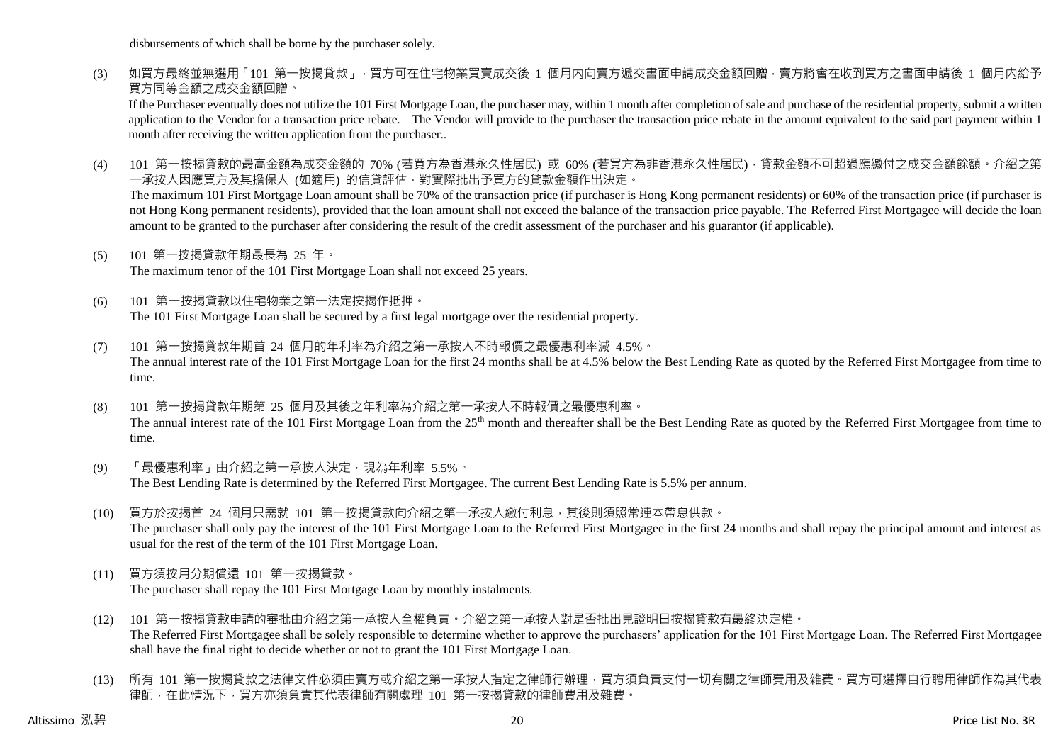disbursements of which shall be borne by the purchaser solely.

(3) 如買方最終並無選用「101 第一按揭貸款」，買方可在住宅物業買賣成交後 1 個月內向賣方遞交書面申請成交金額回贈，賣方將會在收到買方之書面申請後 1 個月內給予買方同等金額之成交金額回贈。
If the Purchaser eventually does not utilize the 101 First Mortgage Loan, the purchaser may, within 1 month after completion of sale and purchase of the residential property, submit a written application to the Vendor for a transaction price rebate. The Vendor will provide to the purchaser the transaction price rebate in the amount equivalent to the said part payment within 1 month after receiving the written application from the purchaser..

(4) 101 第一按揭貸款的最高金額為成交金額的 70% (若買方為香港永久性居民) 或 60% (若買方為非香港永久性居民)，貸款金額不可超過應繳付之成交金額餘額。介紹之第一承按人因應買方及其擔保人 (如適用) 的信貸評估，對實際批出予買方的貸款金額作出決定。
The maximum 101 First Mortgage Loan amount shall be 70% of the transaction price (if purchaser is Hong Kong permanent residents) or 60% of the transaction price (if purchaser is not Hong Kong permanent residents), provided that the loan amount shall not exceed the balance of the transaction price payable. The Referred First Mortgagee will decide the loan amount to be granted to the purchaser after considering the result of the credit assessment of the purchaser and his guarantor (if applicable).

(5) 101 第一按揭貸款年期最長為 25 年。
The maximum tenor of the 101 First Mortgage Loan shall not exceed 25 years.

(6) 101 第一按揭貸款以住宅物業之第一法定按揭作抵押。
The 101 First Mortgage Loan shall be secured by a first legal mortgage over the residential property.

(7) 101 第一按揭貸款年期首 24 個月的年利率為介紹之第一承按人不時報價之最優惠利率減 4.5%。
The annual interest rate of the 101 First Mortgage Loan for the first 24 months shall be at 4.5% below the Best Lending Rate as quoted by the Referred First Mortgagee from time to time.

(8) 101 第一按揭貸款年期第 25 個月及其後之年利率為介紹之第一承按人不時報價之最優惠利率。
The annual interest rate of the 101 First Mortgage Loan from the 25th month and thereafter shall be the Best Lending Rate as quoted by the Referred First Mortgagee from time to time.

(9) 「最優惠利率」由介紹之第一承按人決定，現為年利率 5.5%。
The Best Lending Rate is determined by the Referred First Mortgagee. The current Best Lending Rate is 5.5% per annum.

(10) 買方於按揭首 24 個月只需就 101 第一按揭貸款向介紹之第一承按人繳付利息，其後則須照常連本帶息供款。
The purchaser shall only pay the interest of the 101 First Mortgage Loan to the Referred First Mortgagee in the first 24 months and shall repay the principal amount and interest as usual for the rest of the term of the 101 First Mortgage Loan.

(11) 買方須按月分期償還 101 第一按揭貸款。
The purchaser shall repay the 101 First Mortgage Loan by monthly instalments.

(12) 101 第一按揭貸款申請的審批由介紹之第一承按人全權負責。介紹之第一承按人對是否批出見證明日按揭貸款有最終決定權。
The Referred First Mortgagee shall be solely responsible to determine whether to approve the purchasers' application for the 101 First Mortgage Loan. The Referred First Mortgagee shall have the final right to decide whether or not to grant the 101 First Mortgage Loan.

(13) 所有 101 第一按揭貸款之法律文件必須由賣方或介紹之第一承按人指定之律師行辦理，買方須負責支付一切有關之律師費用及雜費。買方可選擇自行聘用律師作為其代表律師，在此情況下，買方亦須負責其代表律師有關處理 101 第一按揭貸款的律師費用及雜費。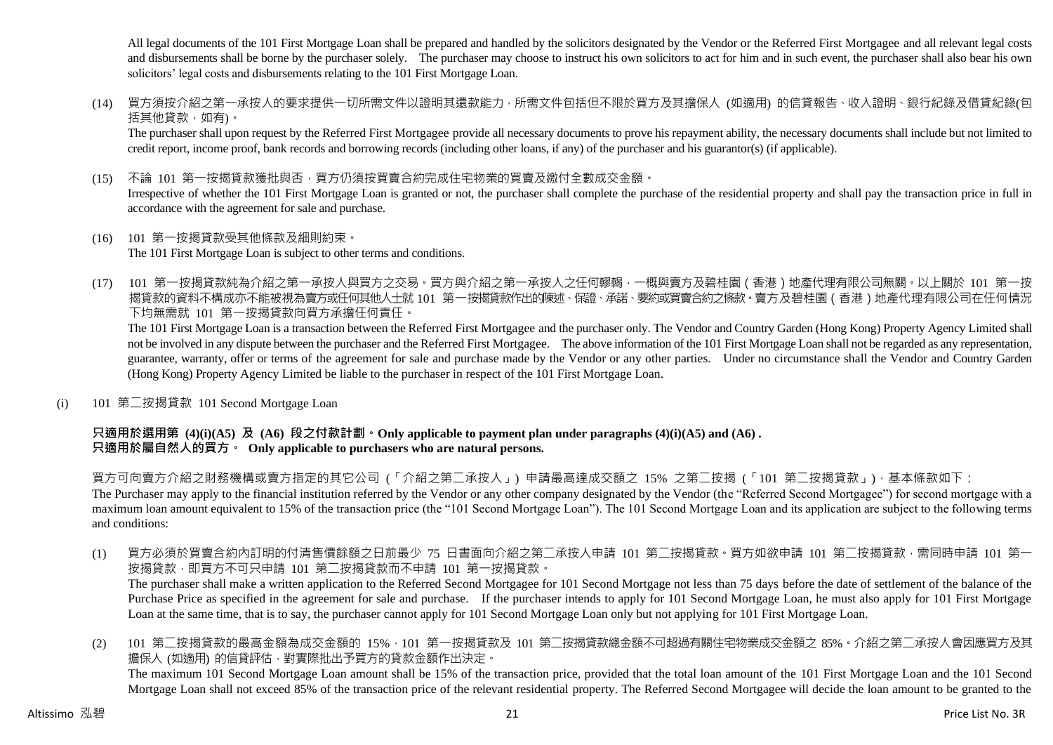All legal documents of the 101 First Mortgage Loan shall be prepared and handled by the solicitors designated by the Vendor or the Referred First Mortgagee and all relevant legal costs and disbursements shall be borne by the purchaser solely. The purchaser may choose to instruct his own solicitors to act for him and in such event, the purchaser shall also bear his own solicitors' legal costs and disbursements relating to the 101 First Mortgage Loan.

(14) 買方須按介紹之第一承按人的要求提供一切所需文件以證明其還款能力，所需文件包括但不限於買方及其擔保人 (如適用) 的信貸報告、收入證明、銀行紀錄及借貸紀錄(包括其他貸款，如有)。
The purchaser shall upon request by the Referred First Mortgagee provide all necessary documents to prove his repayment ability, the necessary documents shall include but not limited to credit report, income proof, bank records and borrowing records (including other loans, if any) of the purchaser and his guarantor(s) (if applicable).

(15) 不論 101 第一按揭貸款獲批與否，買方仍須按買賣合約完成住宅物業的買賣及繳付全數成交金額。
Irrespective of whether the 101 First Mortgage Loan is granted or not, the purchaser shall complete the purchase of the residential property and shall pay the transaction price in full in accordance with the agreement for sale and purchase.

(16) 101 第一按揭貸款受其他條款及細則約束。
The 101 First Mortgage Loan is subject to other terms and conditions.

(17) 101 第一按揭貸款純為介紹之第一承按人與買方之交易。買方與介紹之第一承按人之任何轇輵，一概與賣方及碧桂園（香港）地產代理有限公司無關。以上關於 101 第一按揭貸款的資料不構成亦不能被視為賣方或任何其他人士就 101 第一按揭貸款作出的陳述、保證、承諾、要約或買賣合約之條款。賣方及碧桂園（香港）地產代理有限公司在任何情況下均無需就 101 第一按揭貸款向買方承擔任何責任。
The 101 First Mortgage Loan is a transaction between the Referred First Mortgagee and the purchaser only. The Vendor and Country Garden (Hong Kong) Property Agency Limited shall not be involved in any dispute between the purchaser and the Referred First Mortgagee. The above information of the 101 First Mortgage Loan shall not be regarded as any representation, guarantee, warranty, offer or terms of the agreement for sale and purchase made by the Vendor or any other parties. Under no circumstance shall the Vendor and Country Garden (Hong Kong) Property Agency Limited be liable to the purchaser in respect of the 101 First Mortgage Loan.

(i) 101 第二按揭貸款 101 Second Mortgage Loan

**只適用於選用第 (4)(i)(A5) 及 (A6) 段之付款計劃。Only applicable to payment plan under paragraphs (4)(i)(A5) and (A6) .**
**只適用於屬自然人的買方。 Only applicable to purchasers who are natural persons.**

買方可向賣方介紹之財務機構或賣方指定的其它公司 (「介紹之第二承按人」) 申請最高達成交額之 15% 之第二按揭 (「101 第二按揭貸款」)，基本條款如下：
The Purchaser may apply to the financial institution referred by the Vendor or any other company designated by the Vendor (the "Referred Second Mortgagee") for second mortgage with a maximum loan amount equivalent to 15% of the transaction price (the "101 Second Mortgage Loan"). The 101 Second Mortgage Loan and its application are subject to the following terms and conditions:

(1) 買方必須於買賣合約內訂明的付清售價餘額之日前最少 75 日書面向介紹之第二承按人申請 101 第二按揭貸款。買方如欲申請 101 第二按揭貸款，需同時申請 101 第一按揭貸款，即買方不可只申請 101 第二按揭貸款而不申請 101 第一按揭貸款。
The purchaser shall make a written application to the Referred Second Mortgagee for 101 Second Mortgage not less than 75 days before the date of settlement of the balance of the Purchase Price as specified in the agreement for sale and purchase. If the purchaser intends to apply for 101 Second Mortgage Loan, he must also apply for 101 First Mortgage Loan at the same time, that is to say, the purchaser cannot apply for 101 Second Mortgage Loan only but not applying for 101 First Mortgage Loan.

(2) 101 第二按揭貸款的最高金額為成交金額的 15%，101 第一按揭貸款及 101 第二按揭貸款總金額不可超過有關住宅物業成交金額之 85%。介紹之第二承按人會因應買方及其擔保人 (如適用) 的信貸評估，對實際批出予買方的貸款金額作出決定。
The maximum 101 Second Mortgage Loan amount shall be 15% of the transaction price, provided that the total loan amount of the 101 First Mortgage Loan and the 101 Second Mortgage Loan shall not exceed 85% of the transaction price of the relevant residential property. The Referred Second Mortgagee will decide the loan amount to be granted to the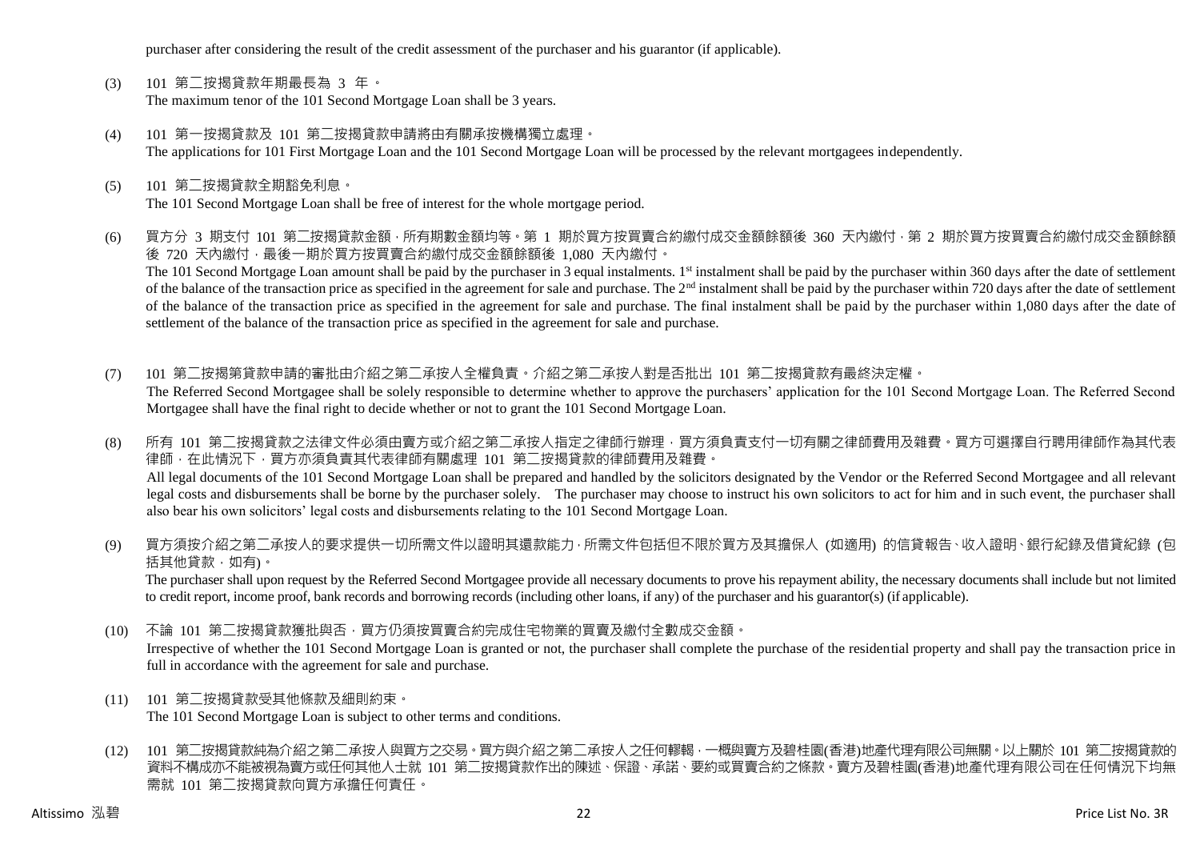purchaser after considering the result of the credit assessment of the purchaser and his guarantor (if applicable).

(3) 101 第二按揭貸款年期最長為 3 年。
The maximum tenor of the 101 Second Mortgage Loan shall be 3 years.

(4) 101 第一按揭貸款及 101 第二按揭貸款申請將由有關承按機構獨立處理。
The applications for 101 First Mortgage Loan and the 101 Second Mortgage Loan will be processed by the relevant mortgagees independently.

(5) 101 第二按揭貸款全期豁免利息。
The 101 Second Mortgage Loan shall be free of interest for the whole mortgage period.

(6) 買方分 3 期支付 101 第二按揭貸款金額，所有期數金額均等。第 1 期於買方按買賣合約繳付成交金額餘額後 360 天內繳付，第 2 期於買方按買賣合約繳付成交金額餘額後 720 天內繳付，最後一期於買方按買賣合約繳付成交金額餘額後 1,080 天內繳付。
The 101 Second Mortgage Loan amount shall be paid by the purchaser in 3 equal instalments. 1st instalment shall be paid by the purchaser within 360 days after the date of settlement of the balance of the transaction price as specified in the agreement for sale and purchase. The 2nd instalment shall be paid by the purchaser within 720 days after the date of settlement of the balance of the transaction price as specified in the agreement for sale and purchase. The final instalment shall be paid by the purchaser within 1,080 days after the date of settlement of the balance of the transaction price as specified in the agreement for sale and purchase.

(7) 101 第二按揭第貸款申請的審批由介紹之第二承按人全權負責。介紹之第二承按人對是否批出 101 第二按揭貸款有最終決定權。
The Referred Second Mortgagee shall be solely responsible to determine whether to approve the purchasers' application for the 101 Second Mortgage Loan. The Referred Second Mortgagee shall have the final right to decide whether or not to grant the 101 Second Mortgage Loan.

(8) 所有 101 第二按揭貸款之法律文件必須由賣方或介紹之第二承按人指定之律師行辦理，買方須負責支付一切有關之律師費用及雜費。買方可選擇自行聘用律師作為其代表律師，在此情況下，買方亦須負責其代表律師有關處理 101 第二按揭貸款的律師費用及雜費。
All legal documents of the 101 Second Mortgage Loan shall be prepared and handled by the solicitors designated by the Vendor or the Referred Second Mortgagee and all relevant legal costs and disbursements shall be borne by the purchaser solely. The purchaser may choose to instruct his own solicitors to act for him and in such event, the purchaser shall also bear his own solicitors' legal costs and disbursements relating to the 101 Second Mortgage Loan.

(9) 買方須按介紹之第二承按人的要求提供一切所需文件以證明其還款能力，所需文件包括但不限於買方及其擔保人 (如適用) 的信貸報告、收入證明、銀行紀錄及借貸紀錄 (包括其他貸款，如有)。
The purchaser shall upon request by the Referred Second Mortgagee provide all necessary documents to prove his repayment ability, the necessary documents shall include but not limited to credit report, income proof, bank records and borrowing records (including other loans, if any) of the purchaser and his guarantor(s) (if applicable).

(10) 不論 101 第二按揭貸款獲批與否，買方仍須按買賣合約完成住宅物業的買賣及繳付全數成交金額。
Irrespective of whether the 101 Second Mortgage Loan is granted or not, the purchaser shall complete the purchase of the residential property and shall pay the transaction price in full in accordance with the agreement for sale and purchase.

(11) 101 第二按揭貸款受其他條款及細則約束。
The 101 Second Mortgage Loan is subject to other terms and conditions.

(12) 101 第二按揭貸款純為介紹之第二承按人與買方之交易。買方與介紹之第二承按人之任何轇轕，一概與賣方及碧桂園(香港)地產代理有限公司無關。以上關於 101 第二按揭貸款的資料不構成亦不能被視為賣方或任何其他人士就 101 第二按揭貸款作出的陳述、保證、承諾、要約或買賣合約之條款。賣方及碧桂園(香港)地產代理有限公司在任何情況下均無需就 101 第二按揭貸款向買方承擔任何責任。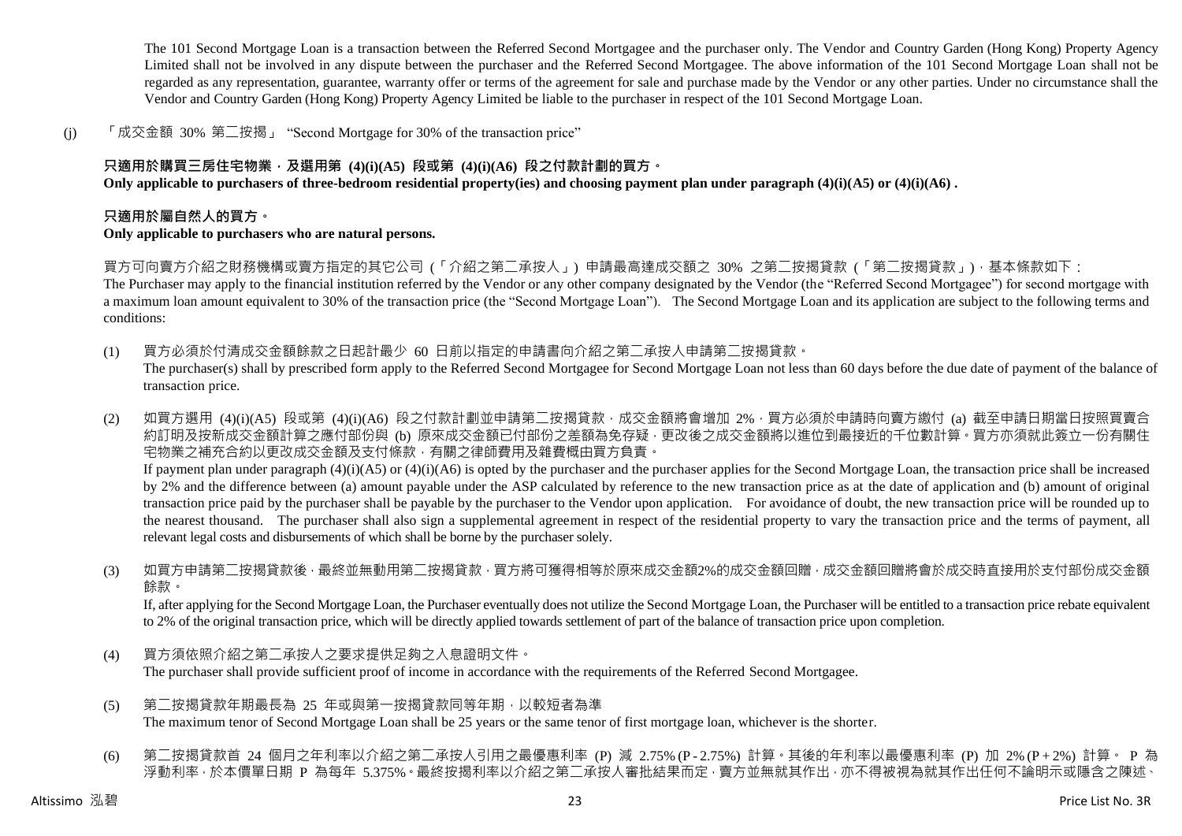The 101 Second Mortgage Loan is a transaction between the Referred Second Mortgagee and the purchaser only. The Vendor and Country Garden (Hong Kong) Property Agency Limited shall not be involved in any dispute between the purchaser and the Referred Second Mortgagee. The above information of the 101 Second Mortgage Loan shall not be regarded as any representation, guarantee, warranty offer or terms of the agreement for sale and purchase made by the Vendor or any other parties. Under no circumstance shall the Vendor and Country Garden (Hong Kong) Property Agency Limited be liable to the purchaser in respect of the 101 Second Mortgage Loan.

(j) 「成交金額 30% 第二按揭」 "Second Mortgage for 30% of the transaction price"

**只適用於購買三房住宅物業，及選用第 (4)(i)(A5) 段或第 (4)(i)(A6) 段之付款計劃的買方。**
**Only applicable to purchasers of three-bedroom residential property(ies) and choosing payment plan under paragraph (4)(i)(A5) or (4)(i)(A6) .**

**只適用於屬自然人的買方。**
**Only applicable to purchasers who are natural persons.**

買方可向賣方介紹之財務機構或賣方指定的其它公司 (「介紹之第二承按人」) 申請最高達成交額之 30% 之第二按揭貸款 (「第二按揭貸款」)，基本條款如下：
The Purchaser may apply to the financial institution referred by the Vendor or any other company designated by the Vendor (the "Referred Second Mortgagee") for second mortgage with a maximum loan amount equivalent to 30% of the transaction price (the "Second Mortgage Loan"). The Second Mortgage Loan and its application are subject to the following terms and conditions:

(1) 買方必須於付清成交金額餘款之日起計最少 60 日前以指定的申請書向介紹之第二承按人申請第二按揭貸款。
The purchaser(s) shall by prescribed form apply to the Referred Second Mortgagee for Second Mortgage Loan not less than 60 days before the due date of payment of the balance of transaction price.

(2) 如買方選用 (4)(i)(A5) 段或第 (4)(i)(A6) 段之付款計劃並申請第二按揭貸款，成交金額將會增加 2%，買方必須於申請時向賣方繳付 (a) 截至申請日期當日按照買賣合約訂明及按新成交金額計算之應付部份與 (b) 原來成交金額已付部份之差額為免存疑，更改後之成交金額將以進位到最接近的千位數計算。買方亦須就此簽立一份有關住宅物業之補充合約以更改成交金額及支付條款，有關之律師費用及雜費概由買方負責。
If payment plan under paragraph (4)(i)(A5) or (4)(i)(A6) is opted by the purchaser and the purchaser applies for the Second Mortgage Loan, the transaction price shall be increased by 2% and the difference between (a) amount payable under the ASP calculated by reference to the new transaction price as at the date of application and (b) amount of original transaction price paid by the purchaser shall be payable by the purchaser to the Vendor upon application. For avoidance of doubt, the new transaction price will be rounded up to the nearest thousand. The purchaser shall also sign a supplemental agreement in respect of the residential property to vary the transaction price and the terms of payment, all relevant legal costs and disbursements of which shall be borne by the purchaser solely.

(3) 如買方申請第二按揭貸款後，最終並無動用第二按揭貸款，買方將可獲得相等於原來成交金額2%的成交金額回贈，成交金額回贈將會於成交時直接用於支付部份成交金額餘款。
If, after applying for the Second Mortgage Loan, the Purchaser eventually does not utilize the Second Mortgage Loan, the Purchaser will be entitled to a transaction price rebate equivalent to 2% of the original transaction price, which will be directly applied towards settlement of part of the balance of transaction price upon completion.

(4) 買方須依照介紹之第二承按人之要求提供足夠之入息證明文件。
The purchaser shall provide sufficient proof of income in accordance with the requirements of the Referred Second Mortgagee.

(5) 第二按揭貸款年期最長為 25 年或與第一按揭貸款同等年期，以較短者為準
The maximum tenor of Second Mortgage Loan shall be 25 years or the same tenor of first mortgage loan, whichever is the shorter.

(6) 第二按揭貸款首 24 個月之年利率以介紹之第二承按人引用之最優惠利率 (P) 減 2.75% (P - 2.75%) 計算。其後的年利率以最優惠利率 (P) 加 2% (P + 2%) 計算。 P 為浮動利率，於本價單日期 P 為每年 5.375%。最終按揭利率以介紹之第二承按人審批結果而定，賣方並無就其作出，亦不得被視為就其作出任何不論明示或隱含之陳述、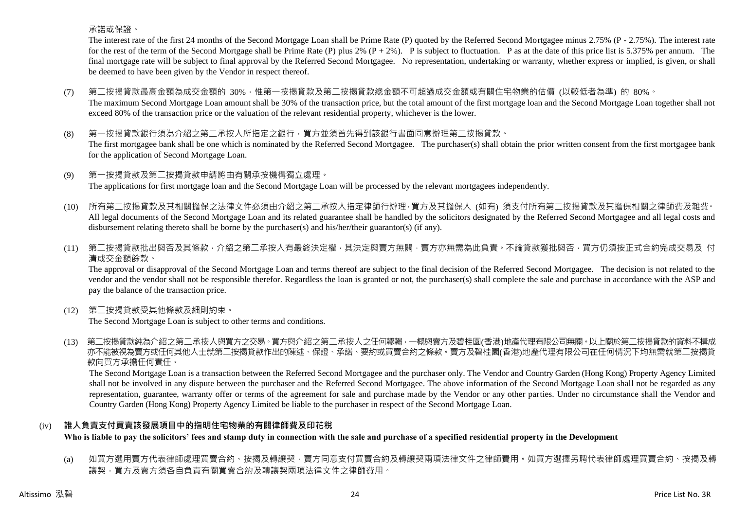承諾或保證。

The interest rate of the first 24 months of the Second Mortgage Loan shall be Prime Rate (P) quoted by the Referred Second Mortgagee minus 2.75% (P - 2.75%). The interest rate for the rest of the term of the Second Mortgage shall be Prime Rate (P) plus 2% (P + 2%). P is subject to fluctuation. P as at the date of this price list is 5.375% per annum. The final mortgage rate will be subject to final approval by the Referred Second Mortgagee. No representation, undertaking or warranty, whether express or implied, is given, or shall be deemed to have been given by the Vendor in respect thereof.

(7) 第二按揭貸款最高金額為成交金額的 30%，惟第一按揭貸款及第二按揭貸款總金額不可超過成交金額或有關住宅物業的估價 (以較低者為準) 的 80%。
The maximum Second Mortgage Loan amount shall be 30% of the transaction price, but the total amount of the first mortgage loan and the Second Mortgage Loan together shall not exceed 80% of the transaction price or the valuation of the relevant residential property, whichever is the lower.

(8) 第一按揭貸款銀行須為介紹之第二承按人所指定之銀行，買方並須首先得到該銀行書面同意辦理第二按揭貸款。
The first mortgagee bank shall be one which is nominated by the Referred Second Mortgagee. The purchaser(s) shall obtain the prior written consent from the first mortgagee bank for the application of Second Mortgage Loan.

(9) 第一按揭貸款及第二按揭貸款申請將由有關承按機構獨立處理。
The applications for first mortgage loan and the Second Mortgage Loan will be processed by the relevant mortgagees independently.

(10) 所有第二按揭貸款及其相關擔保之法律文件必須由介紹之第二承按人指定律師行辦理，買方及其擔保人 (如有) 須支付所有第二按揭貸款及其擔保相關之律師費及雜費。
All legal documents of the Second Mortgage Loan and its related guarantee shall be handled by the solicitors designated by the Referred Second Mortgagee and all legal costs and disbursement relating thereto shall be borne by the purchaser(s) and his/her/their guarantor(s) (if any).

(11) 第二按揭貸款批出與否及其條款，介紹之第二承按人有最終決定權，其決定與賣方無關，賣方亦無需為此負責。不論貸款獲批與否，買方仍須按正式合約完成交易及 付清成交金額餘款。
The approval or disapproval of the Second Mortgage Loan and terms thereof are subject to the final decision of the Referred Second Mortgagee. The decision is not related to the vendor and the vendor shall not be responsible therefor. Regardless the loan is granted or not, the purchaser(s) shall complete the sale and purchase in accordance with the ASP and pay the balance of the transaction price.

(12) 第二按揭貸款受其他條款及細則約束。
The Second Mortgage Loan is subject to other terms and conditions.

(13) 第二按揭貸款純為介紹之第二承按人與買方之交易。買方與介紹之第二承按人之任何轇轕，一概與賣方及碧桂園(香港)地產代理有限公司無關。以上關於第二按揭貸款的資料不構成亦不能被視為賣方或任何其他人士就第二按揭貸款作出的陳述、保證、承諾、要約或買賣合約之條款。賣方及碧桂園(香港)地產代理有限公司在任何情況下均無需就第二按揭貸款向買方承擔任何責任。
The Second Mortgage Loan is a transaction between the Referred Second Mortgagee and the purchaser only. The Vendor and Country Garden (Hong Kong) Property Agency Limited shall not be involved in any dispute between the purchaser and the Referred Second Mortgagee. The above information of the Second Mortgage Loan shall not be regarded as any representation, guarantee, warranty offer or terms of the agreement for sale and purchase made by the Vendor or any other parties. Under no circumstance shall the Vendor and Country Garden (Hong Kong) Property Agency Limited be liable to the purchaser in respect of the Second Mortgage Loan.

### (iv) 誰人負責支付買賣該發展項目中的指明住宅物業的有關律師費及印花稅
**Who is liable to pay the solicitors' fees and stamp duty in connection with the sale and purchase of a specified residential property in the Development**

(a) 如買方選用賣方代表律師處理買賣合約、按揭及轉讓契，賣方同意支付買賣合約及轉讓契兩項法律文件之律師費用。如買方選擇另聘代表律師處理買賣合約、按揭及轉讓契，買方及賣方須各自負責有關買賣合約及轉讓契兩項法律文件之律師費用。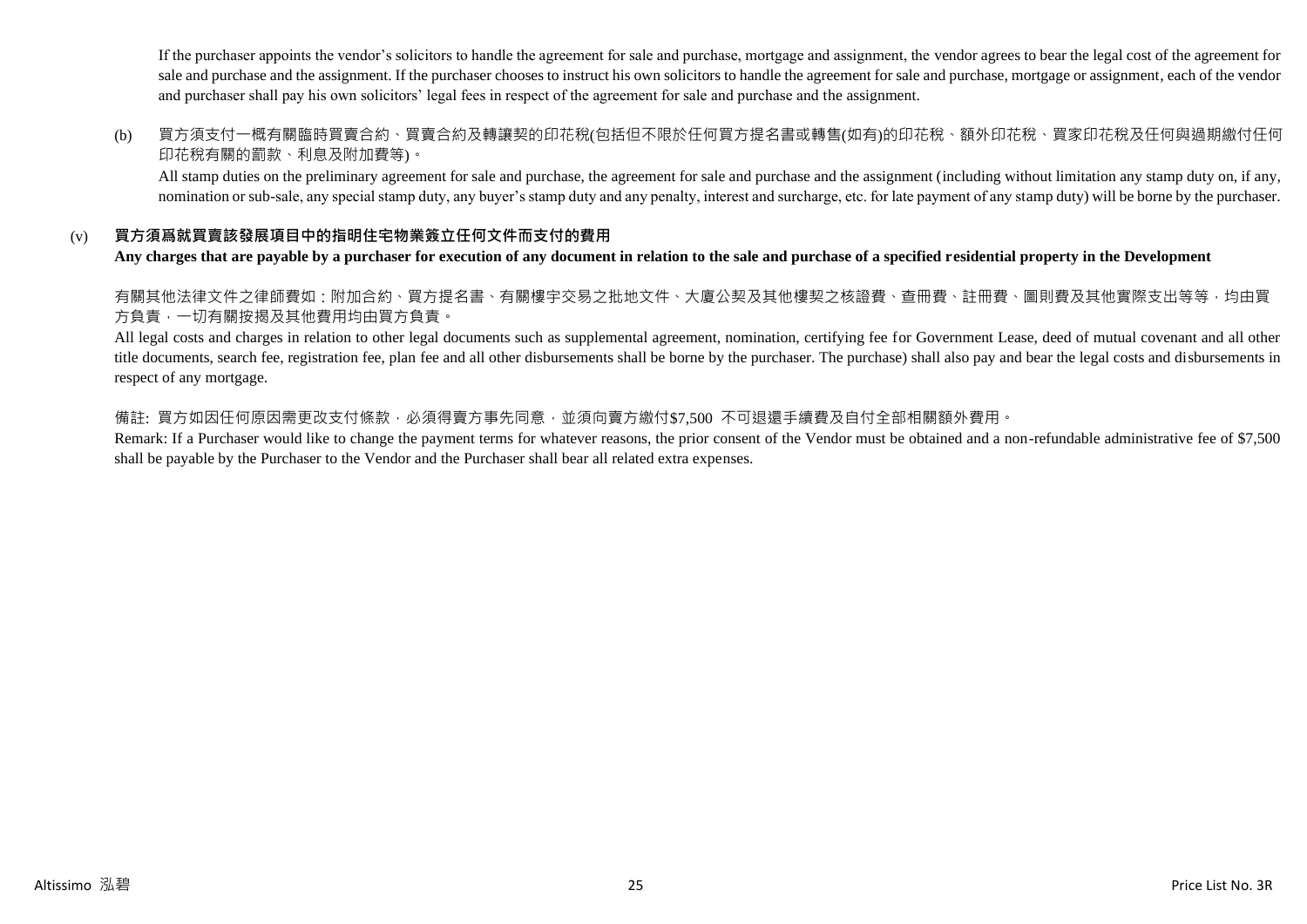If the purchaser appoints the vendor's solicitors to handle the agreement for sale and purchase, mortgage and assignment, the vendor agrees to bear the legal cost of the agreement for sale and purchase and the assignment. If the purchaser chooses to instruct his own solicitors to handle the agreement for sale and purchase, mortgage or assignment, each of the vendor and purchaser shall pay his own solicitors' legal fees in respect of the agreement for sale and purchase and the assignment.

(b) 買方須支付一概有關臨時買賣合約、買賣合約及轉讓契的印花稅(包括但不限於任何買方提名書或轉售(如有)的印花稅、額外印花稅、買家印花稅及任何與過期繳付任何印花稅有關的罰款、利息及附加費等)。

All stamp duties on the preliminary agreement for sale and purchase, the agreement for sale and purchase and the assignment (including without limitation any stamp duty on, if any, nomination or sub-sale, any special stamp duty, any buyer's stamp duty and any penalty, interest and surcharge, etc. for late payment of any stamp duty) will be borne by the purchaser.

(v) **買方須爲就買賣該發展項目中的指明住宅物業簽立任何文件而支付的費用**

**Any charges that are payable by a purchaser for execution of any document in relation to the sale and purchase of a specified residential property in the Development**

有關其他法律文件之律師費如：附加合約、買方提名書、有關樓宇交易之批地文件、大廈公契及其他樓契之核證費、查冊費、註冊費、圖則費及其他實際支出等等，均由買方負責，一切有關按揭及其他費用均由買方負責。

All legal costs and charges in relation to other legal documents such as supplemental agreement, nomination, certifying fee for Government Lease, deed of mutual covenant and all other title documents, search fee, registration fee, plan fee and all other disbursements shall be borne by the purchaser. The purchase) shall also pay and bear the legal costs and disbursements in respect of any mortgage.

備註: 買方如因任何原因需更改支付條款，必須得賣方事先同意，並須向賣方繳付$7,500 不可退還手續費及自付全部相關額外費用。

Remark: If a Purchaser would like to change the payment terms for whatever reasons, the prior consent of the Vendor must be obtained and a non-refundable administrative fee of $7,500 shall be payable by the Purchaser to the Vendor and the Purchaser shall bear all related extra expenses.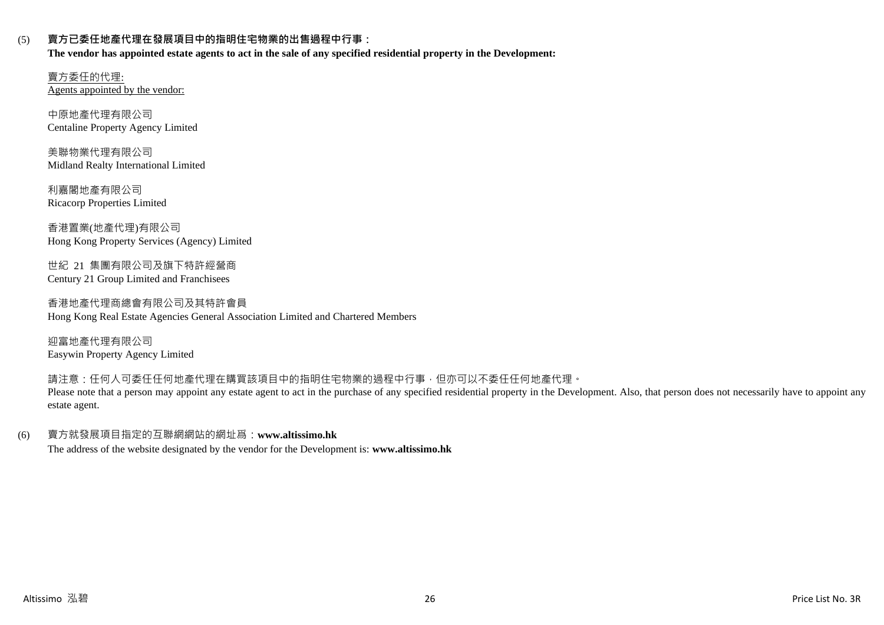(5) **賣方已委任地產代理在發展項目中的指明住宅物業的出售過程中行事：**
**The vendor has appointed estate agents to act in the sale of any specified residential property in the Development:**

賣方委任的代理:
Agents appointed by the vendor:

中原地產代理有限公司
Centaline Property Agency Limited

美聯物業代理有限公司
Midland Realty International Limited

利嘉閣地產有限公司
Ricacorp Properties Limited

香港置業(地產代理)有限公司
Hong Kong Property Services (Agency) Limited

世紀 21 集團有限公司及旗下特許經營商
Century 21 Group Limited and Franchisees

香港地產代理商總會有限公司及其特許會員
Hong Kong Real Estate Agencies General Association Limited and Chartered Members

迎富地產代理有限公司
Easywin Property Agency Limited

請注意：任何人可委任任何地產代理在購買該項目中的指明住宅物業的過程中行事，但亦可以不委任任何地產代理。
Please note that a person may appoint any estate agent to act in the purchase of any specified residential property in the Development. Also, that person does not necessarily have to appoint any estate agent.

(6) 賣方就發展項目指定的互聯網網站的網址爲：**www.altissimo.hk**
The address of the website designated by the vendor for the Development is: **www.altissimo.hk**